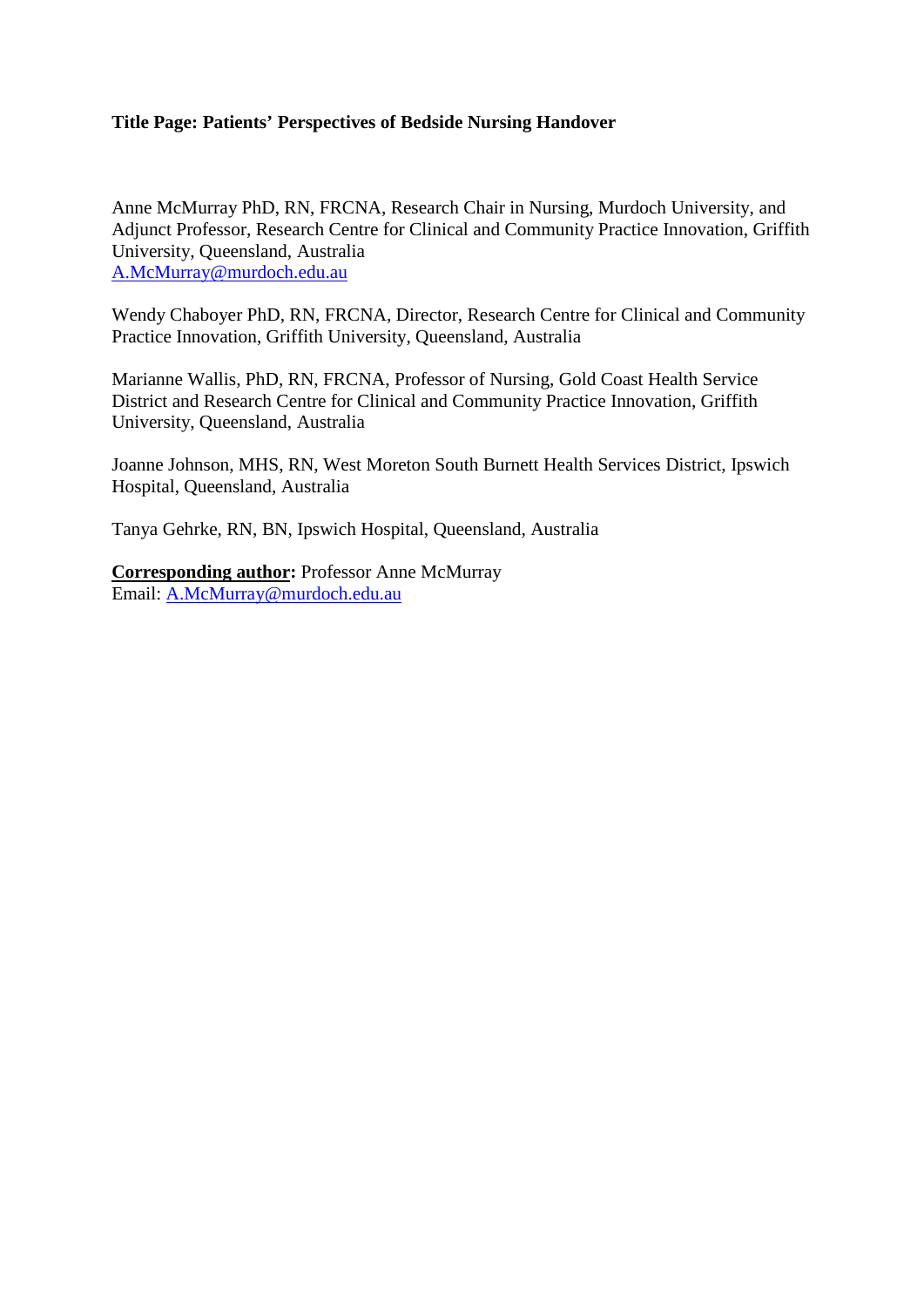**Title Page: Patients' Perspectives of Bedside Nursing Handover**

Anne McMurray PhD, RN, FRCNA, Research Chair in Nursing, Murdoch University, and Adjunct Professor, Research Centre for Clinical and Community Practice Innovation, Griffith University, Queensland, Australia
A.McMurray@murdoch.edu.au

Wendy Chaboyer PhD, RN, FRCNA, Director, Research Centre for Clinical and Community Practice Innovation, Griffith University, Queensland, Australia

Marianne Wallis, PhD, RN, FRCNA, Professor of Nursing, Gold Coast Health Service District and Research Centre for Clinical and Community Practice Innovation, Griffith University, Queensland, Australia

Joanne Johnson, MHS, RN, West Moreton South Burnett Health Services District, Ipswich Hospital, Queensland, Australia

Tanya Gehrke, RN, BN, Ipswich Hospital, Queensland, Australia

**Corresponding author:** Professor Anne McMurray
Email: A.McMurray@murdoch.edu.au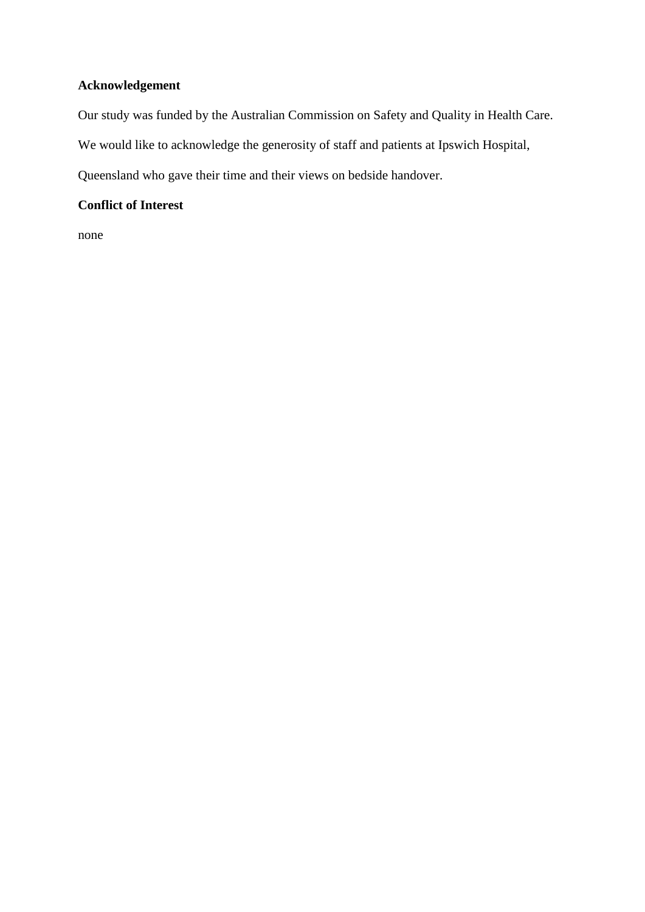**Acknowledgement**

Our study was funded by the Australian Commission on Safety and Quality in Health Care. We would like to acknowledge the generosity of staff and patients at Ipswich Hospital, Queensland who gave their time and their views on bedside handover.

**Conflict of Interest**

none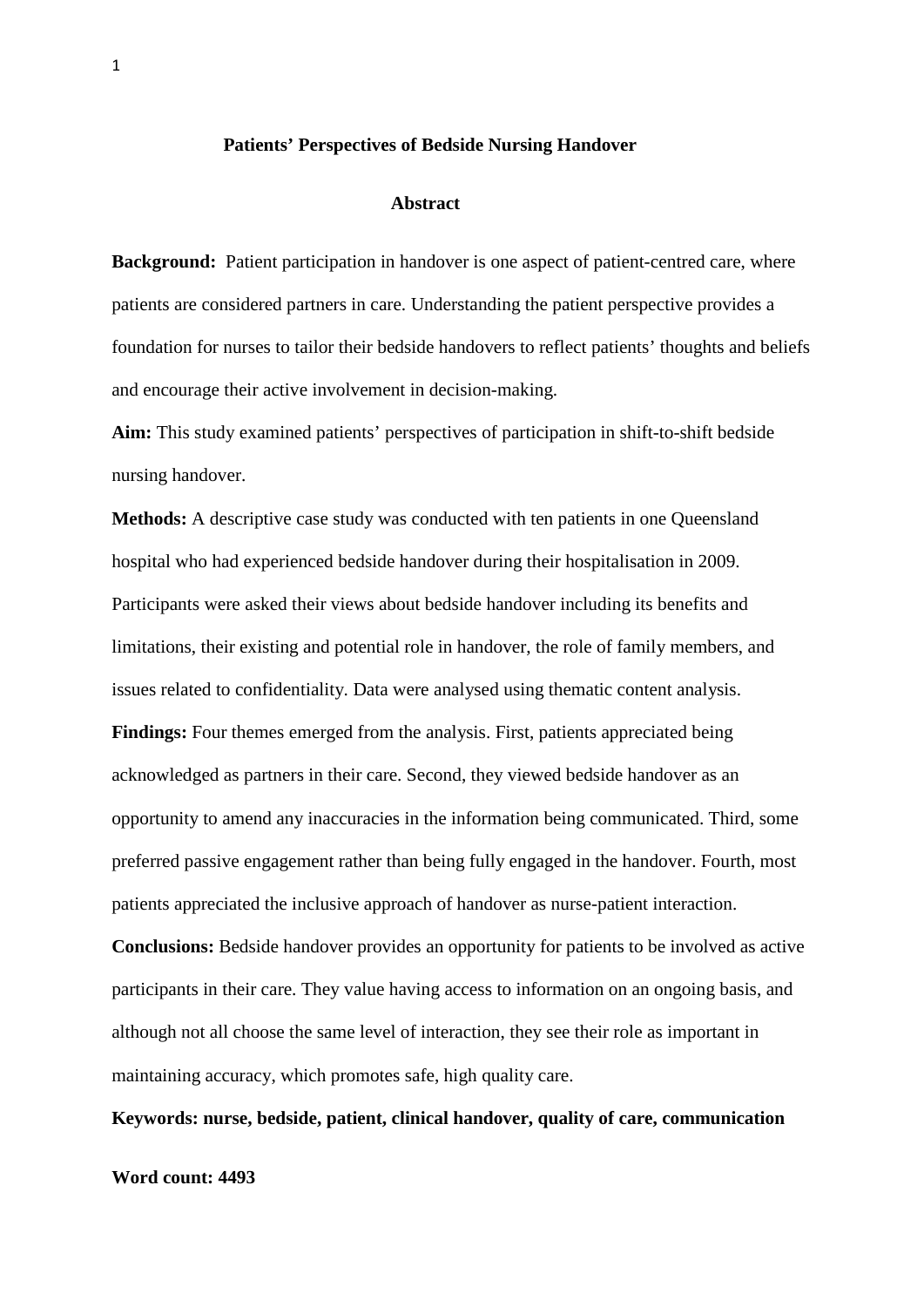# Patients' Perspectives of Bedside Nursing Handover

## Abstract

**Background:** Patient participation in handover is one aspect of patient-centred care, where patients are considered partners in care. Understanding the patient perspective provides a foundation for nurses to tailor their bedside handovers to reflect patients' thoughts and beliefs and encourage their active involvement in decision-making.

**Aim:** This study examined patients' perspectives of participation in shift-to-shift bedside nursing handover.

**Methods:** A descriptive case study was conducted with ten patients in one Queensland hospital who had experienced bedside handover during their hospitalisation in 2009. Participants were asked their views about bedside handover including its benefits and limitations, their existing and potential role in handover, the role of family members, and issues related to confidentiality. Data were analysed using thematic content analysis.

**Findings:** Four themes emerged from the analysis. First, patients appreciated being acknowledged as partners in their care. Second, they viewed bedside handover as an opportunity to amend any inaccuracies in the information being communicated. Third, some preferred passive engagement rather than being fully engaged in the handover. Fourth, most patients appreciated the inclusive approach of handover as nurse-patient interaction.

**Conclusions:** Bedside handover provides an opportunity for patients to be involved as active participants in their care. They value having access to information on an ongoing basis, and although not all choose the same level of interaction, they see their role as important in maintaining accuracy, which promotes safe, high quality care.

**Keywords: nurse, bedside, patient, clinical handover, quality of care, communication**

**Word count: 4493**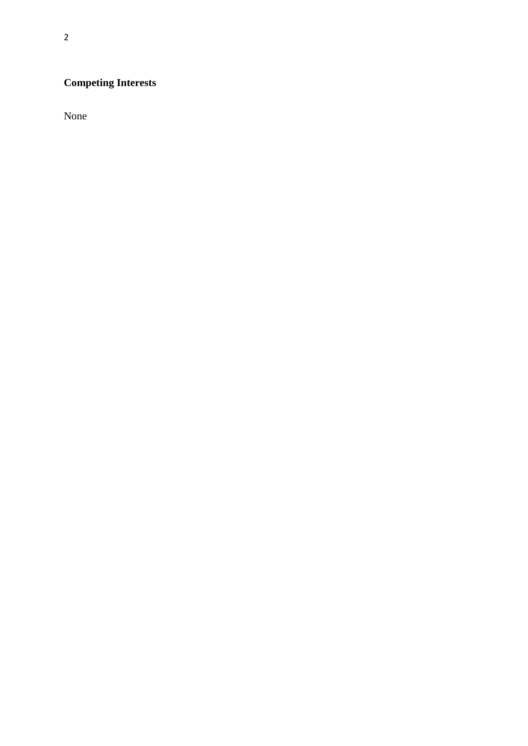**Competing Interests**

None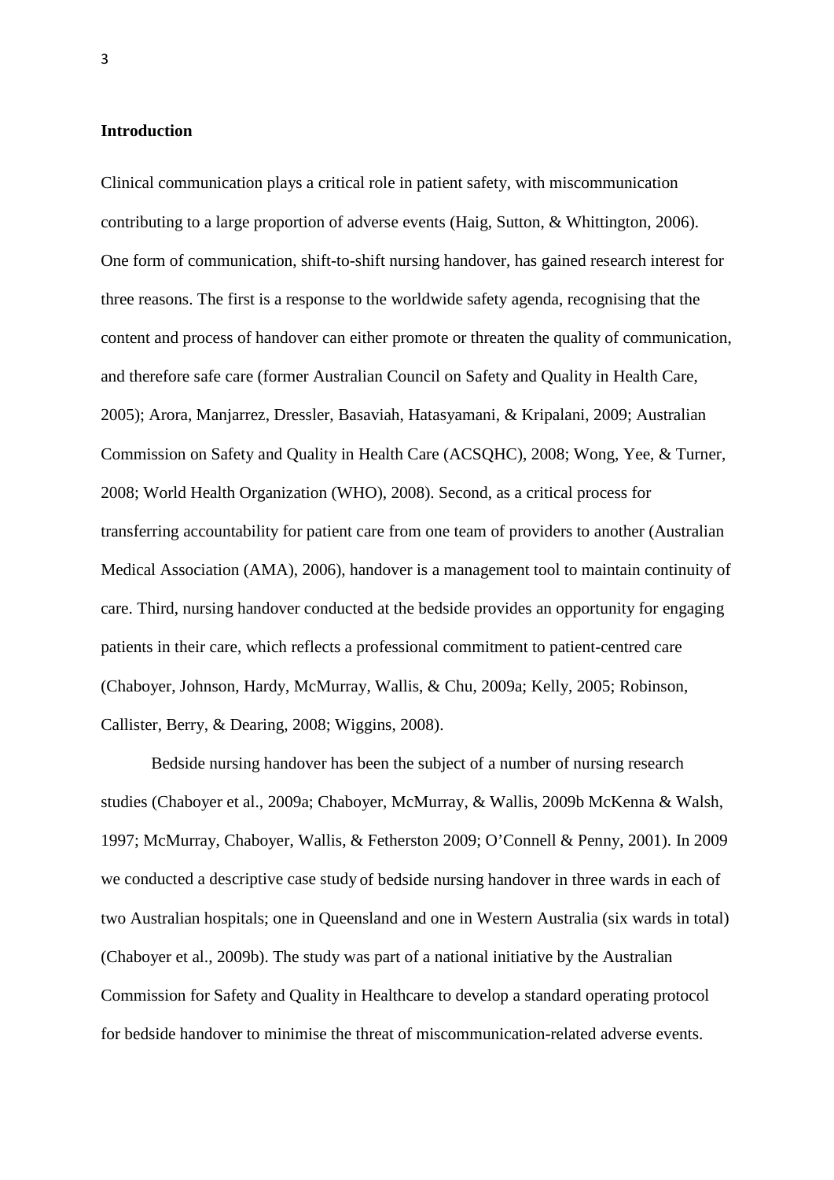**Introduction**

Clinical communication plays a critical role in patient safety, with miscommunication contributing to a large proportion of adverse events (Haig, Sutton, & Whittington, 2006). One form of communication, shift-to-shift nursing handover, has gained research interest for three reasons. The first is a response to the worldwide safety agenda, recognising that the content and process of handover can either promote or threaten the quality of communication, and therefore safe care (former Australian Council on Safety and Quality in Health Care, 2005); Arora, Manjarrez, Dressler, Basaviah, Hatasyamani, & Kripalani, 2009; Australian Commission on Safety and Quality in Health Care (ACSQHC), 2008; Wong, Yee, & Turner, 2008; World Health Organization (WHO), 2008). Second, as a critical process for transferring accountability for patient care from one team of providers to another (Australian Medical Association (AMA), 2006), handover is a management tool to maintain continuity of care. Third, nursing handover conducted at the bedside provides an opportunity for engaging patients in their care, which reflects a professional commitment to patient-centred care (Chaboyer, Johnson, Hardy, McMurray, Wallis, & Chu, 2009a; Kelly, 2005; Robinson, Callister, Berry, & Dearing, 2008; Wiggins, 2008).

Bedside nursing handover has been the subject of a number of nursing research studies (Chaboyer et al., 2009a; Chaboyer, McMurray, & Wallis, 2009b McKenna & Walsh, 1997; McMurray, Chaboyer, Wallis, & Fetherston 2009; O'Connell & Penny, 2001). In 2009 we conducted a descriptive case study of bedside nursing handover in three wards in each of two Australian hospitals; one in Queensland and one in Western Australia (six wards in total) (Chaboyer et al., 2009b). The study was part of a national initiative by the Australian Commission for Safety and Quality in Healthcare to develop a standard operating protocol for bedside handover to minimise the threat of miscommunication-related adverse events.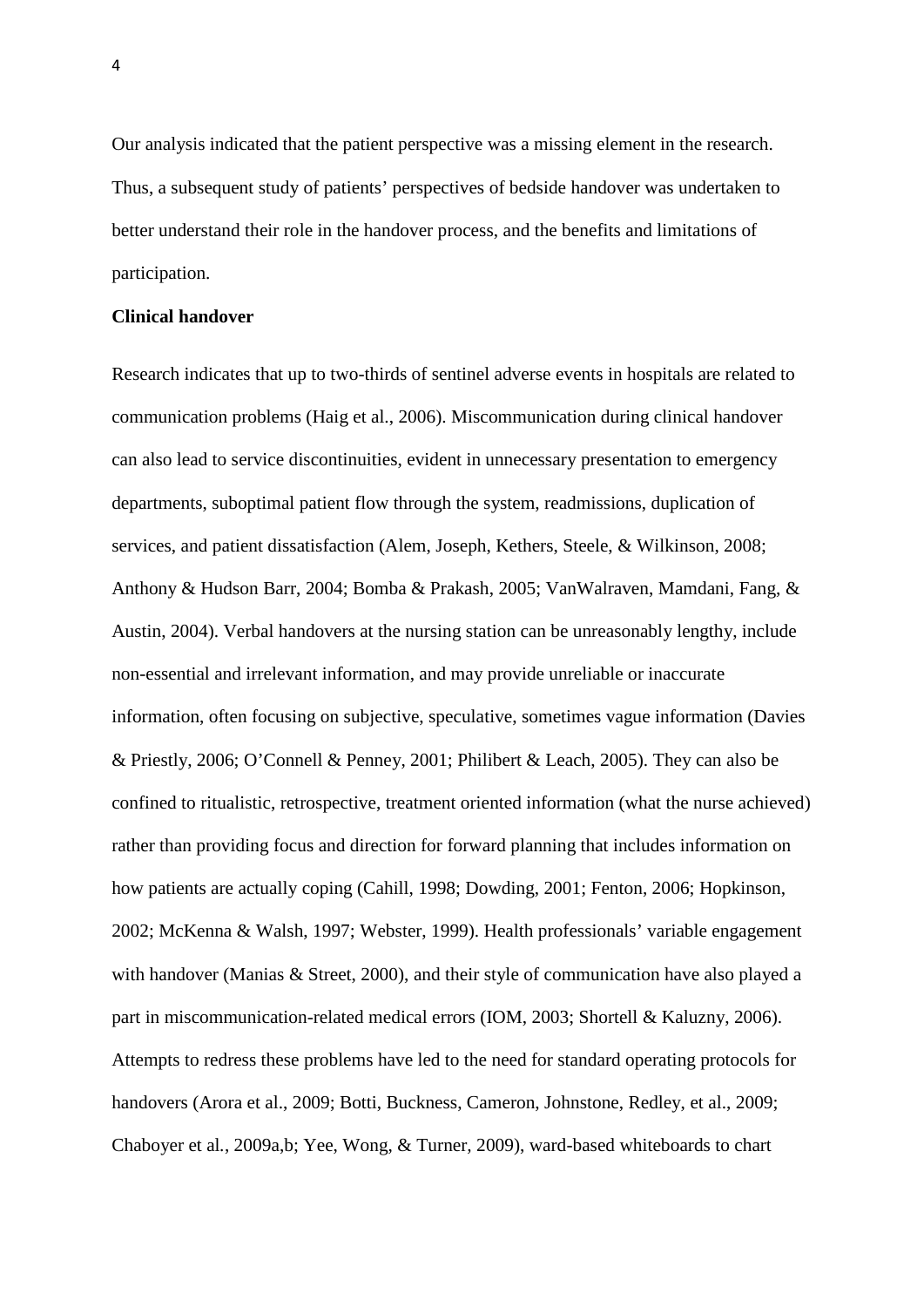Our analysis indicated that the patient perspective was a missing element in the research. Thus, a subsequent study of patients' perspectives of bedside handover was undertaken to better understand their role in the handover process, and the benefits and limitations of participation.

**Clinical handover**

Research indicates that up to two-thirds of sentinel adverse events in hospitals are related to communication problems (Haig et al., 2006). Miscommunication during clinical handover can also lead to service discontinuities, evident in unnecessary presentation to emergency departments, suboptimal patient flow through the system, readmissions, duplication of services, and patient dissatisfaction (Alem, Joseph, Kethers, Steele, & Wilkinson, 2008; Anthony & Hudson Barr, 2004; Bomba & Prakash, 2005; VanWalraven, Mamdani, Fang, & Austin, 2004). Verbal handovers at the nursing station can be unreasonably lengthy, include non-essential and irrelevant information, and may provide unreliable or inaccurate information, often focusing on subjective, speculative, sometimes vague information (Davies & Priestly, 2006; O'Connell & Penney, 2001; Philibert & Leach, 2005). They can also be confined to ritualistic, retrospective, treatment oriented information (what the nurse achieved) rather than providing focus and direction for forward planning that includes information on how patients are actually coping (Cahill, 1998; Dowding, 2001; Fenton, 2006; Hopkinson, 2002; McKenna & Walsh, 1997; Webster, 1999). Health professionals' variable engagement with handover (Manias & Street, 2000), and their style of communication have also played a part in miscommunication-related medical errors (IOM, 2003; Shortell & Kaluzny, 2006). Attempts to redress these problems have led to the need for standard operating protocols for handovers (Arora et al., 2009; Botti, Buckness, Cameron, Johnstone, Redley, et al., 2009; Chaboyer et al., 2009a,b; Yee, Wong, & Turner, 2009), ward-based whiteboards to chart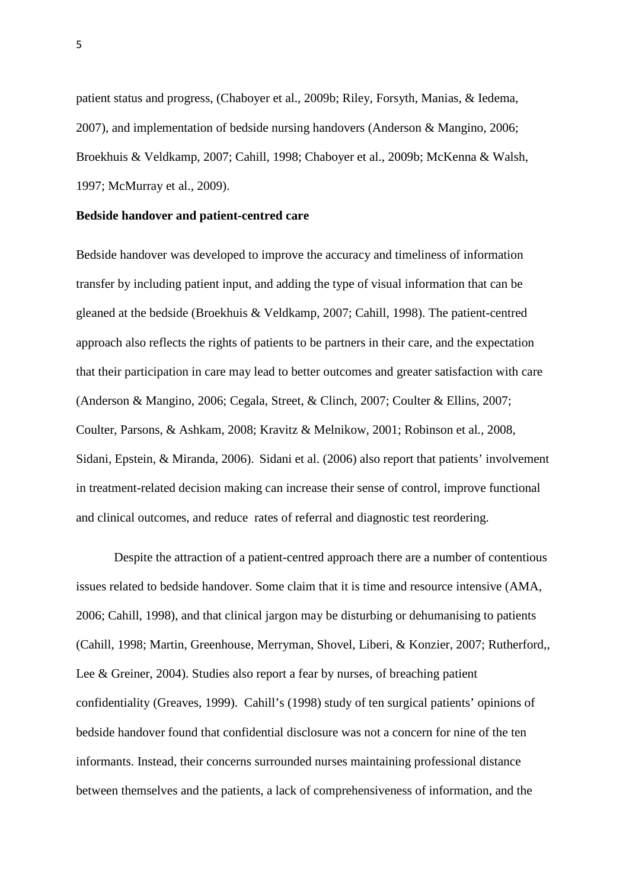patient status and progress, (Chaboyer et al., 2009b; Riley, Forsyth, Manias, & Iedema, 2007), and implementation of bedside nursing handovers (Anderson & Mangino, 2006; Broekhuis & Veldkamp, 2007; Cahill, 1998; Chaboyer et al., 2009b; McKenna & Walsh, 1997; McMurray et al., 2009).

**Bedside handover and patient-centred care**

Bedside handover was developed to improve the accuracy and timeliness of information transfer by including patient input, and adding the type of visual information that can be gleaned at the bedside (Broekhuis & Veldkamp, 2007; Cahill, 1998). The patient-centred approach also reflects the rights of patients to be partners in their care, and the expectation that their participation in care may lead to better outcomes and greater satisfaction with care (Anderson & Mangino, 2006; Cegala, Street, & Clinch, 2007; Coulter & Ellins, 2007; Coulter, Parsons, & Ashkam, 2008; Kravitz & Melnikow, 2001; Robinson et al., 2008, Sidani, Epstein, & Miranda, 2006). Sidani et al. (2006) also report that patients' involvement in treatment-related decision making can increase their sense of control, improve functional and clinical outcomes, and reduce rates of referral and diagnostic test reordering.

Despite the attraction of a patient-centred approach there are a number of contentious issues related to bedside handover. Some claim that it is time and resource intensive (AMA, 2006; Cahill, 1998), and that clinical jargon may be disturbing or dehumanising to patients (Cahill, 1998; Martin, Greenhouse, Merryman, Shovel, Liberi, & Konzier, 2007; Rutherford,, Lee & Greiner, 2004). Studies also report a fear by nurses, of breaching patient confidentiality (Greaves, 1999). Cahill's (1998) study of ten surgical patients' opinions of bedside handover found that confidential disclosure was not a concern for nine of the ten informants. Instead, their concerns surrounded nurses maintaining professional distance between themselves and the patients, a lack of comprehensiveness of information, and the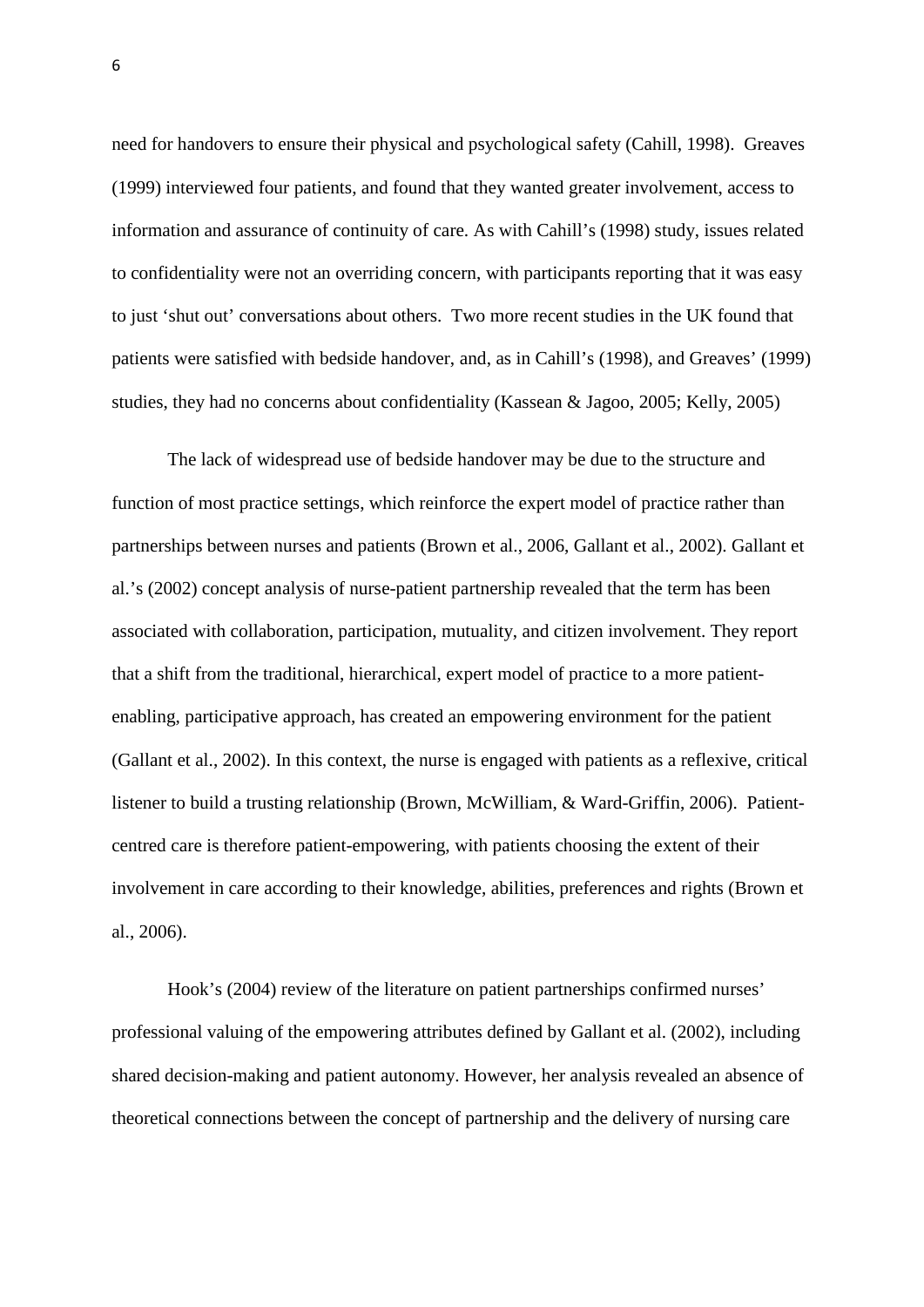need for handovers to ensure their physical and psychological safety (Cahill, 1998). Greaves (1999) interviewed four patients, and found that they wanted greater involvement, access to information and assurance of continuity of care. As with Cahill's (1998) study, issues related to confidentiality were not an overriding concern, with participants reporting that it was easy to just 'shut out' conversations about others. Two more recent studies in the UK found that patients were satisfied with bedside handover, and, as in Cahill's (1998), and Greaves' (1999) studies, they had no concerns about confidentiality (Kassean & Jagoo, 2005; Kelly, 2005)

The lack of widespread use of bedside handover may be due to the structure and function of most practice settings, which reinforce the expert model of practice rather than partnerships between nurses and patients (Brown et al., 2006, Gallant et al., 2002). Gallant et al.'s (2002) concept analysis of nurse-patient partnership revealed that the term has been associated with collaboration, participation, mutuality, and citizen involvement. They report that a shift from the traditional, hierarchical, expert model of practice to a more patient-enabling, participative approach, has created an empowering environment for the patient (Gallant et al., 2002). In this context, the nurse is engaged with patients as a reflexive, critical listener to build a trusting relationship (Brown, McWilliam, & Ward-Griffin, 2006). Patient-centred care is therefore patient-empowering, with patients choosing the extent of their involvement in care according to their knowledge, abilities, preferences and rights (Brown et al., 2006).

Hook's (2004) review of the literature on patient partnerships confirmed nurses' professional valuing of the empowering attributes defined by Gallant et al. (2002), including shared decision-making and patient autonomy. However, her analysis revealed an absence of theoretical connections between the concept of partnership and the delivery of nursing care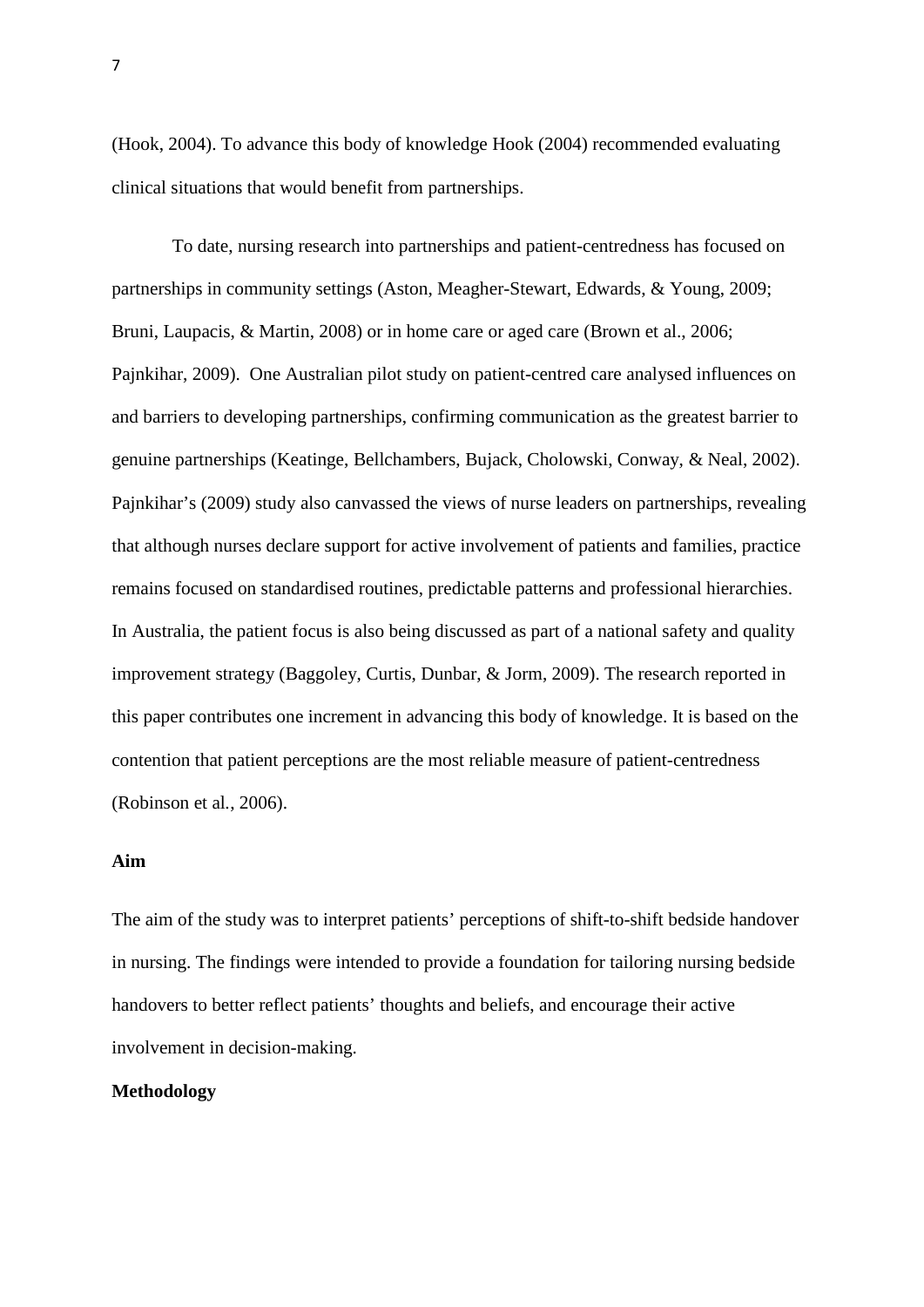(Hook, 2004). To advance this body of knowledge Hook (2004) recommended evaluating clinical situations that would benefit from partnerships.

To date, nursing research into partnerships and patient-centredness has focused on partnerships in community settings (Aston, Meagher-Stewart, Edwards, & Young, 2009; Bruni, Laupacis, & Martin, 2008) or in home care or aged care (Brown et al., 2006; Pajnkihar, 2009). One Australian pilot study on patient-centred care analysed influences on and barriers to developing partnerships, confirming communication as the greatest barrier to genuine partnerships (Keatinge, Bellchambers, Bujack, Cholowski, Conway, & Neal, 2002). Pajnkihar's (2009) study also canvassed the views of nurse leaders on partnerships, revealing that although nurses declare support for active involvement of patients and families, practice remains focused on standardised routines, predictable patterns and professional hierarchies. In Australia, the patient focus is also being discussed as part of a national safety and quality improvement strategy (Baggoley, Curtis, Dunbar, & Jorm, 2009). The research reported in this paper contributes one increment in advancing this body of knowledge. It is based on the contention that patient perceptions are the most reliable measure of patient-centredness (Robinson et al*.*, 2006).

**Aim**

The aim of the study was to interpret patients' perceptions of shift-to-shift bedside handover in nursing. The findings were intended to provide a foundation for tailoring nursing bedside handovers to better reflect patients' thoughts and beliefs, and encourage their active involvement in decision-making.

**Methodology**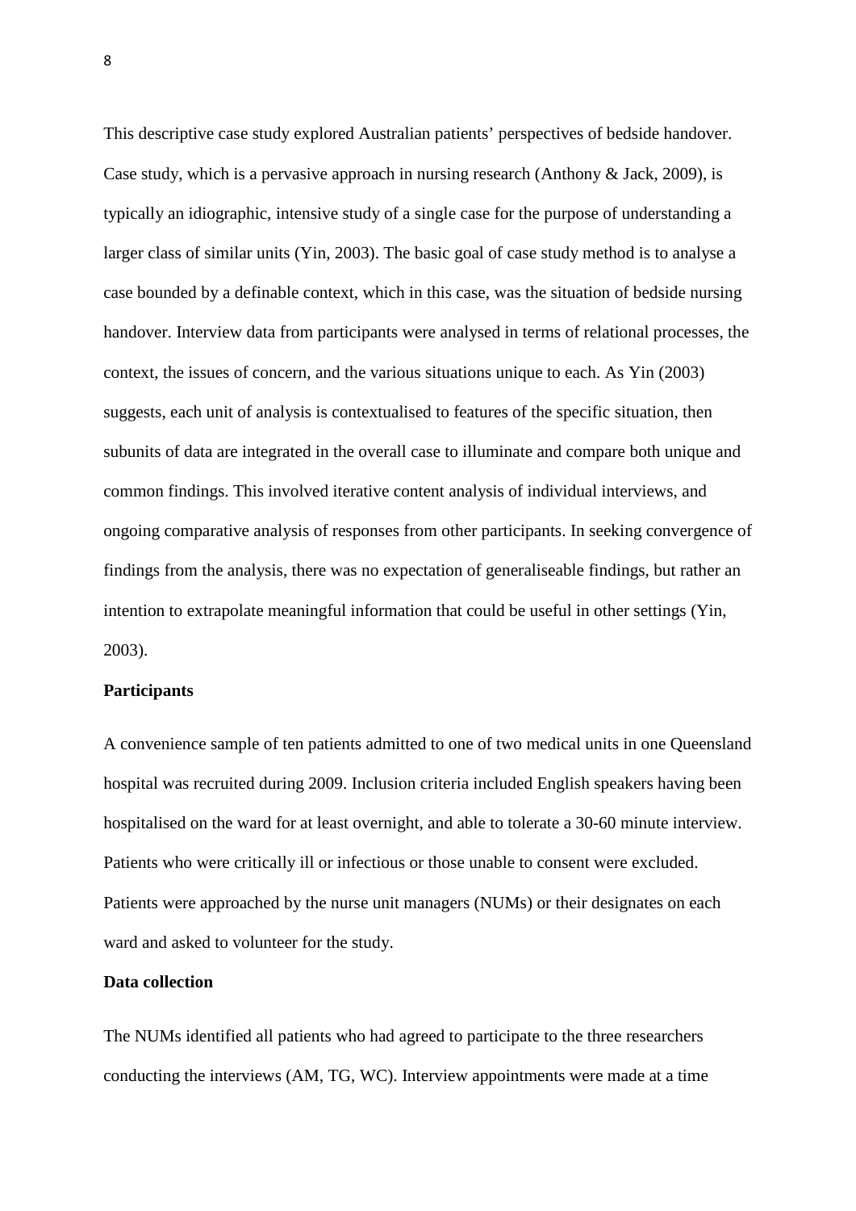This descriptive case study explored Australian patients' perspectives of bedside handover. Case study, which is a pervasive approach in nursing research (Anthony & Jack, 2009), is typically an idiographic, intensive study of a single case for the purpose of understanding a larger class of similar units (Yin, 2003). The basic goal of case study method is to analyse a case bounded by a definable context, which in this case, was the situation of bedside nursing handover. Interview data from participants were analysed in terms of relational processes, the context, the issues of concern, and the various situations unique to each. As Yin (2003) suggests, each unit of analysis is contextualised to features of the specific situation, then subunits of data are integrated in the overall case to illuminate and compare both unique and common findings. This involved iterative content analysis of individual interviews, and ongoing comparative analysis of responses from other participants. In seeking convergence of findings from the analysis, there was no expectation of generaliseable findings, but rather an intention to extrapolate meaningful information that could be useful in other settings (Yin, 2003).

**Participants**

A convenience sample of ten patients admitted to one of two medical units in one Queensland hospital was recruited during 2009. Inclusion criteria included English speakers having been hospitalised on the ward for at least overnight, and able to tolerate a 30-60 minute interview. Patients who were critically ill or infectious or those unable to consent were excluded. Patients were approached by the nurse unit managers (NUMs) or their designates on each ward and asked to volunteer for the study.

**Data collection**

The NUMs identified all patients who had agreed to participate to the three researchers conducting the interviews (AM, TG, WC). Interview appointments were made at a time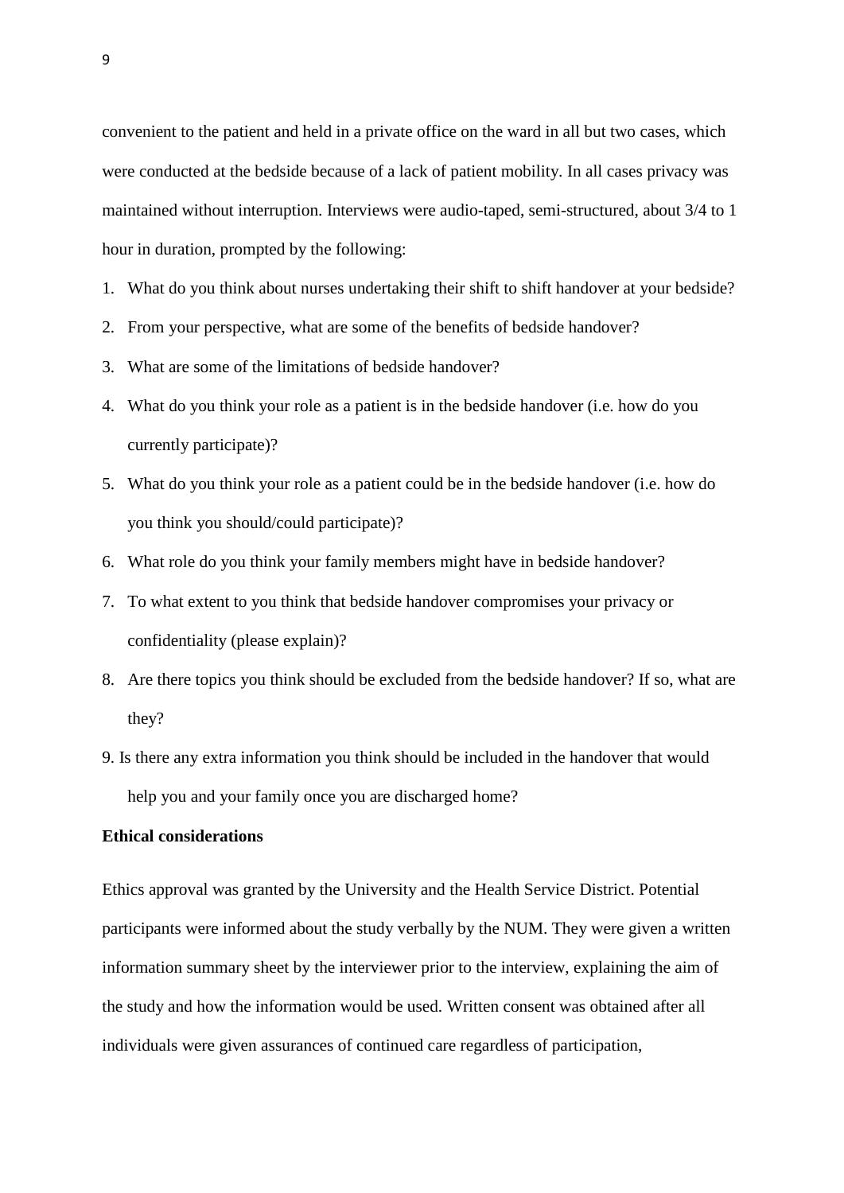convenient to the patient and held in a private office on the ward in all but two cases, which were conducted at the bedside because of a lack of patient mobility. In all cases privacy was maintained without interruption. Interviews were audio-taped, semi-structured, about 3/4 to 1 hour in duration, prompted by the following:

1. What do you think about nurses undertaking their shift to shift handover at your bedside?
2. From your perspective, what are some of the benefits of bedside handover?
3. What are some of the limitations of bedside handover?
4. What do you think your role as a patient is in the bedside handover (i.e. how do you currently participate)?
5. What do you think your role as a patient could be in the bedside handover (i.e. how do you think you should/could participate)?
6. What role do you think your family members might have in bedside handover?
7. To what extent to you think that bedside handover compromises your privacy or confidentiality (please explain)?
8. Are there topics you think should be excluded from the bedside handover? If so, what are they?
9. Is there any extra information you think should be included in the handover that would help you and your family once you are discharged home?

**Ethical considerations**

Ethics approval was granted by the University and the Health Service District. Potential participants were informed about the study verbally by the NUM. They were given a written information summary sheet by the interviewer prior to the interview, explaining the aim of the study and how the information would be used. Written consent was obtained after all individuals were given assurances of continued care regardless of participation,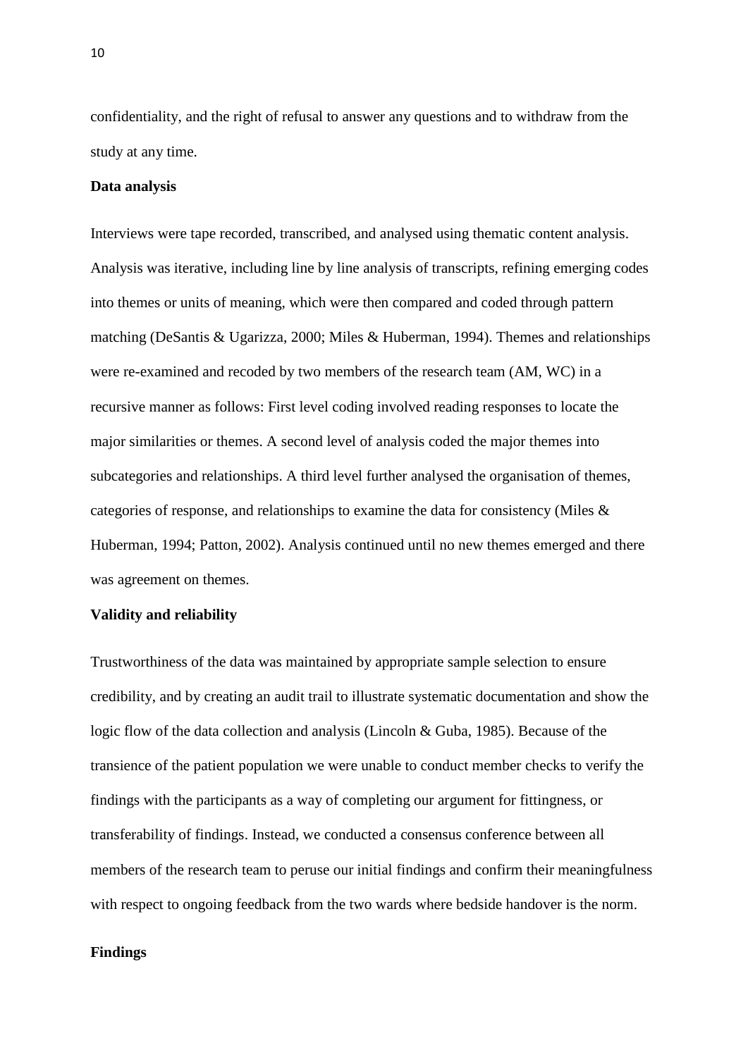confidentiality, and the right of refusal to answer any questions and to withdraw from the study at any time.

**Data analysis**

Interviews were tape recorded, transcribed, and analysed using thematic content analysis. Analysis was iterative, including line by line analysis of transcripts, refining emerging codes into themes or units of meaning, which were then compared and coded through pattern matching (DeSantis & Ugarizza, 2000; Miles & Huberman, 1994). Themes and relationships were re-examined and recoded by two members of the research team (AM, WC) in a recursive manner as follows: First level coding involved reading responses to locate the major similarities or themes. A second level of analysis coded the major themes into subcategories and relationships. A third level further analysed the organisation of themes, categories of response, and relationships to examine the data for consistency (Miles & Huberman, 1994; Patton, 2002). Analysis continued until no new themes emerged and there was agreement on themes.

**Validity and reliability**

Trustworthiness of the data was maintained by appropriate sample selection to ensure credibility, and by creating an audit trail to illustrate systematic documentation and show the logic flow of the data collection and analysis (Lincoln & Guba, 1985). Because of the transience of the patient population we were unable to conduct member checks to verify the findings with the participants as a way of completing our argument for fittingness, or transferability of findings. Instead, we conducted a consensus conference between all members of the research team to peruse our initial findings and confirm their meaningfulness with respect to ongoing feedback from the two wards where bedside handover is the norm.

**Findings**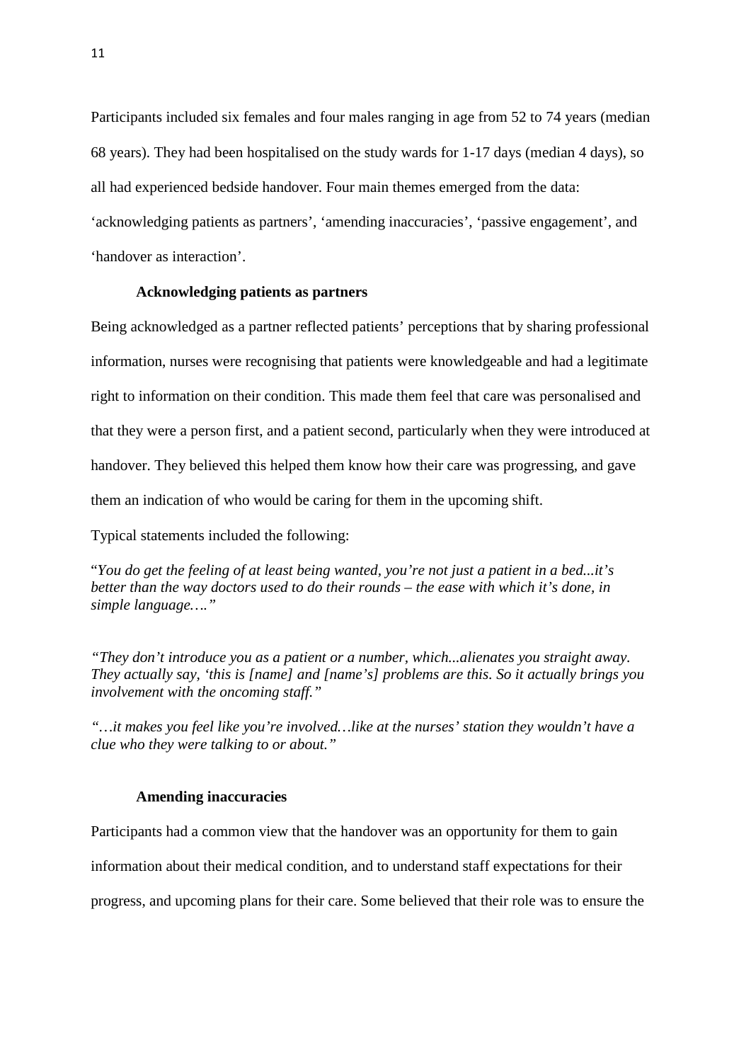Participants included six females and four males ranging in age from 52 to 74 years (median 68 years). They had been hospitalised on the study wards for 1-17 days (median 4 days), so all had experienced bedside handover. Four main themes emerged from the data: 'acknowledging patients as partners', 'amending inaccuracies', 'passive engagement', and 'handover as interaction'.

### Acknowledging patients as partners

Being acknowledged as a partner reflected patients' perceptions that by sharing professional information, nurses were recognising that patients were knowledgeable and had a legitimate right to information on their condition. This made them feel that care was personalised and that they were a person first, and a patient second, particularly when they were introduced at handover. They believed this helped them know how their care was progressing, and gave them an indication of who would be caring for them in the upcoming shift.

Typical statements included the following:

"*You do get the feeling of at least being wanted, you're not just a patient in a bed...it's better than the way doctors used to do their rounds – the ease with which it's done, in simple language…."*

*"They don't introduce you as a patient or a number, which...alienates you straight away. They actually say, 'this is [name] and [name's] problems are this. So it actually brings you involvement with the oncoming staff."*

*"…it makes you feel like you're involved…like at the nurses' station they wouldn't have a clue who they were talking to or about."*

### Amending inaccuracies

Participants had a common view that the handover was an opportunity for them to gain information about their medical condition, and to understand staff expectations for their progress, and upcoming plans for their care. Some believed that their role was to ensure the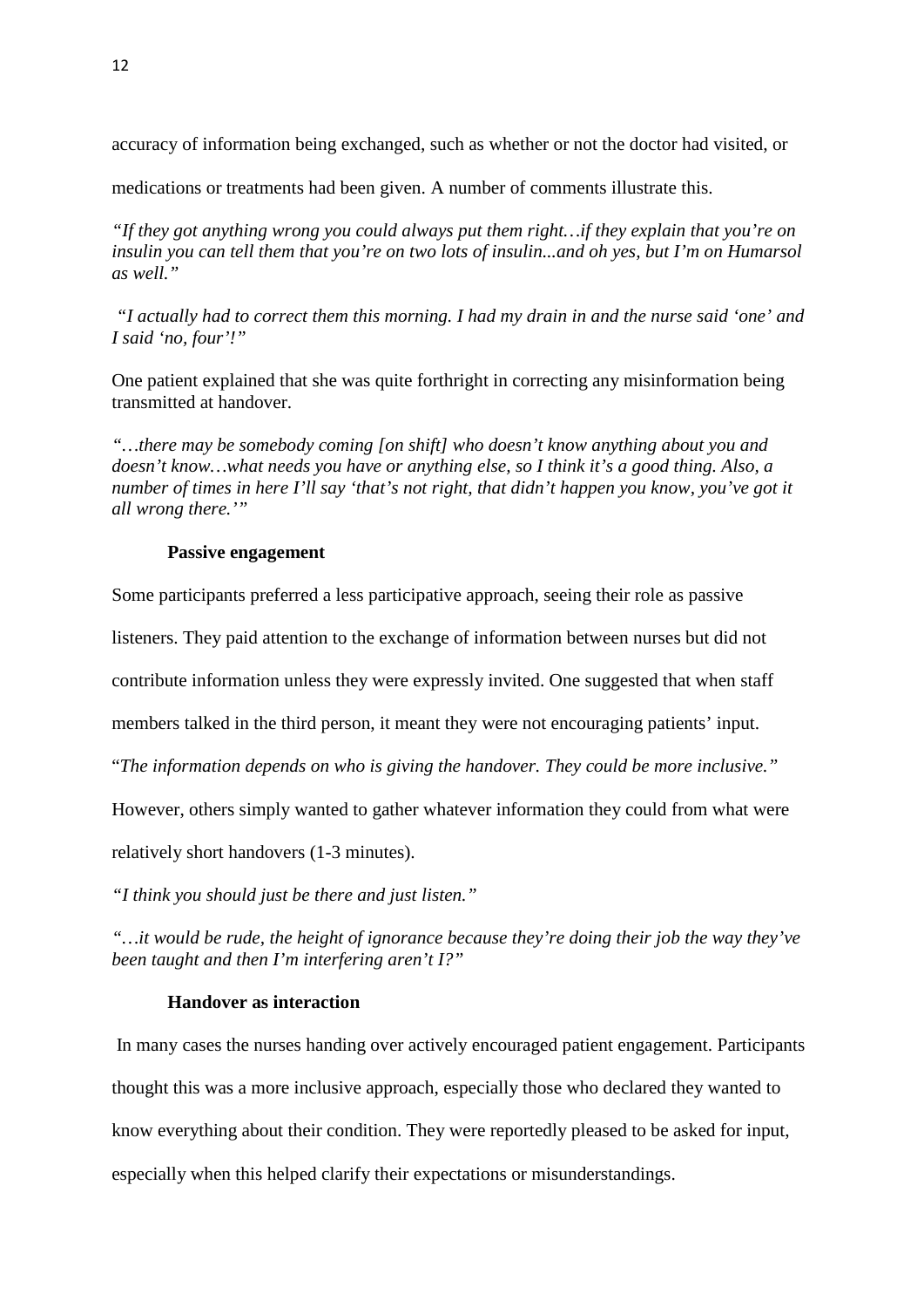accuracy of information being exchanged, such as whether or not the doctor had visited, or medications or treatments had been given. A number of comments illustrate this.

*"If they got anything wrong you could always put them right…if they explain that you're on insulin you can tell them that you're on two lots of insulin...and oh yes, but I'm on Humarsol as well."*

*"I actually had to correct them this morning. I had my drain in and the nurse said 'one' and I said 'no, four'!"*

One patient explained that she was quite forthright in correcting any misinformation being transmitted at handover.

*"…there may be somebody coming [on shift] who doesn't know anything about you and doesn't know…what needs you have or anything else, so I think it's a good thing. Also, a number of times in here I'll say 'that's not right, that didn't happen you know, you've got it all wrong there.'"*

### Passive engagement

Some participants preferred a less participative approach, seeing their role as passive listeners. They paid attention to the exchange of information between nurses but did not contribute information unless they were expressly invited. One suggested that when staff members talked in the third person, it meant they were not encouraging patients' input.

"*The information depends on who is giving the handover. They could be more inclusive."*

However, others simply wanted to gather whatever information they could from what were relatively short handovers (1-3 minutes).

*"I think you should just be there and just listen."*

*"…it would be rude, the height of ignorance because they're doing their job the way they've been taught and then I'm interfering aren't I?"*

### Handover as interaction

In many cases the nurses handing over actively encouraged patient engagement. Participants thought this was a more inclusive approach, especially those who declared they wanted to know everything about their condition. They were reportedly pleased to be asked for input, especially when this helped clarify their expectations or misunderstandings.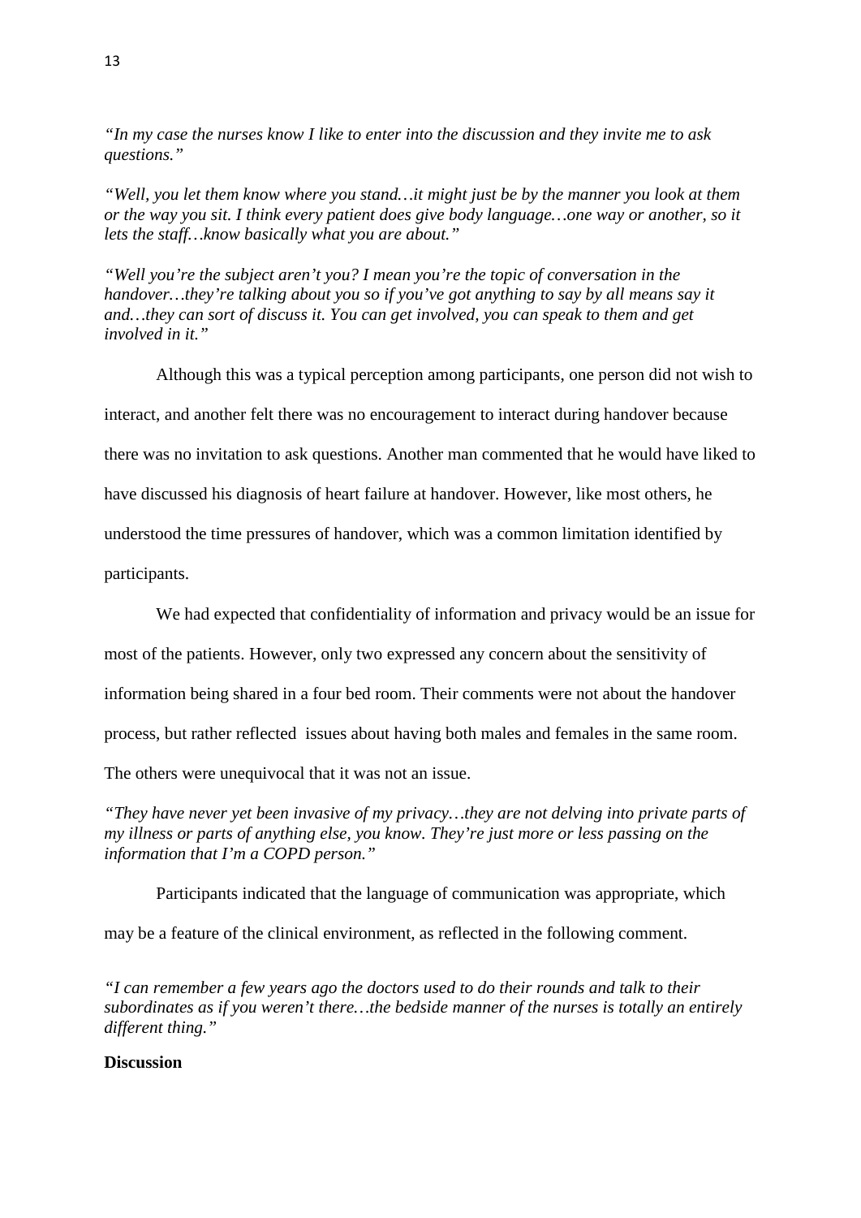*"In my case the nurses know I like to enter into the discussion and they invite me to ask questions."*

*"Well, you let them know where you stand…it might just be by the manner you look at them or the way you sit. I think every patient does give body language…one way or another, so it lets the staff…know basically what you are about."*

*"Well you're the subject aren't you? I mean you're the topic of conversation in the handover…they're talking about you so if you've got anything to say by all means say it and…they can sort of discuss it. You can get involved, you can speak to them and get involved in it."*

Although this was a typical perception among participants, one person did not wish to interact, and another felt there was no encouragement to interact during handover because there was no invitation to ask questions. Another man commented that he would have liked to have discussed his diagnosis of heart failure at handover. However, like most others, he understood the time pressures of handover, which was a common limitation identified by participants.

We had expected that confidentiality of information and privacy would be an issue for most of the patients. However, only two expressed any concern about the sensitivity of information being shared in a four bed room. Their comments were not about the handover process, but rather reflected issues about having both males and females in the same room. The others were unequivocal that it was not an issue.

*"They have never yet been invasive of my privacy…they are not delving into private parts of my illness or parts of anything else, you know. They're just more or less passing on the information that I'm a COPD person."*

Participants indicated that the language of communication was appropriate, which may be a feature of the clinical environment, as reflected in the following comment.

*"I can remember a few years ago the doctors used to do their rounds and talk to their subordinates as if you weren't there…the bedside manner of the nurses is totally an entirely different thing."*

**Discussion**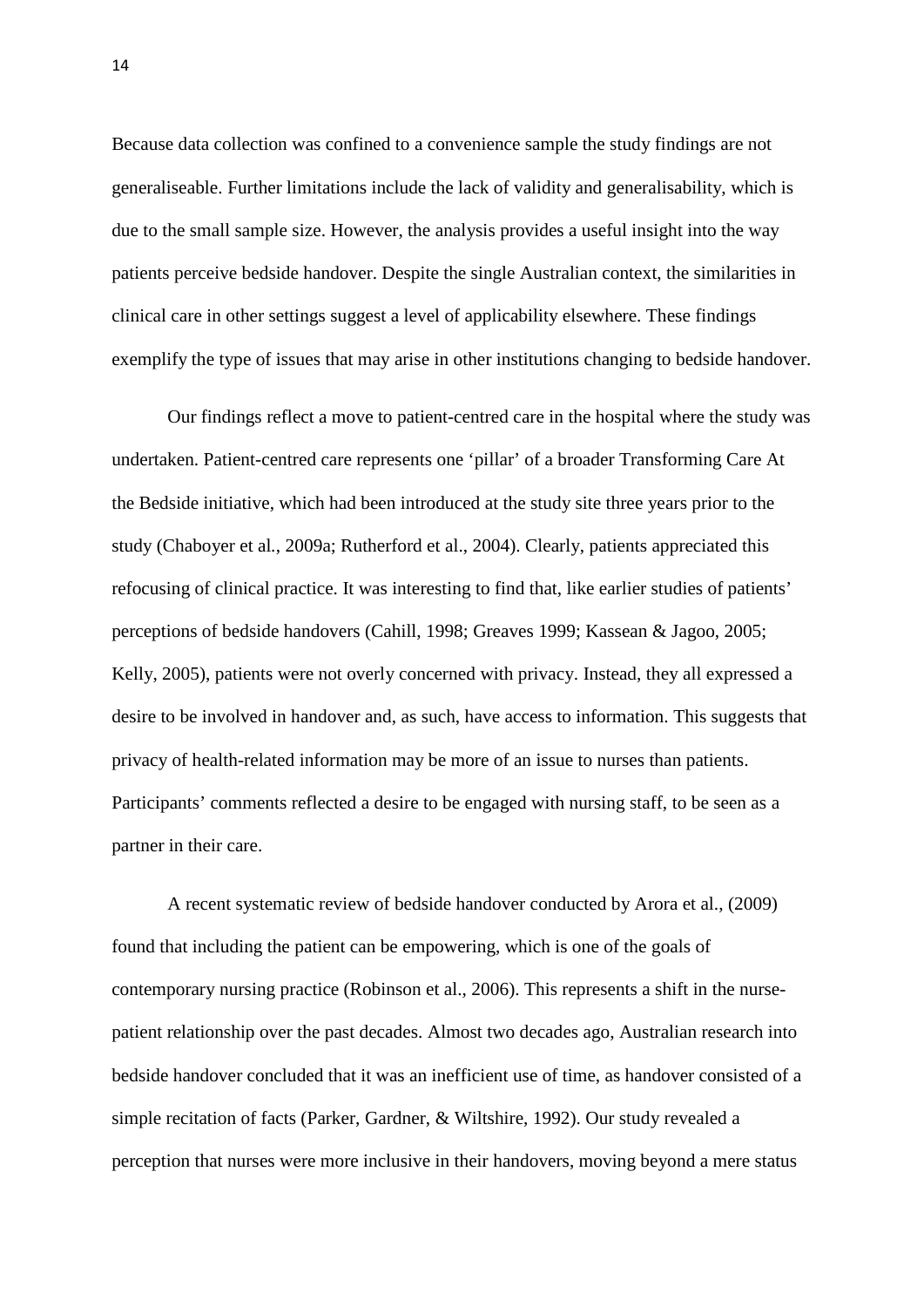Because data collection was confined to a convenience sample the study findings are not generaliseable. Further limitations include the lack of validity and generalisability, which is due to the small sample size. However, the analysis provides a useful insight into the way patients perceive bedside handover. Despite the single Australian context, the similarities in clinical care in other settings suggest a level of applicability elsewhere. These findings exemplify the type of issues that may arise in other institutions changing to bedside handover.

Our findings reflect a move to patient-centred care in the hospital where the study was undertaken. Patient-centred care represents one 'pillar' of a broader Transforming Care At the Bedside initiative, which had been introduced at the study site three years prior to the study (Chaboyer et al., 2009a; Rutherford et al., 2004). Clearly, patients appreciated this refocusing of clinical practice. It was interesting to find that, like earlier studies of patients' perceptions of bedside handovers (Cahill, 1998; Greaves 1999; Kassean & Jagoo, 2005; Kelly, 2005), patients were not overly concerned with privacy. Instead, they all expressed a desire to be involved in handover and, as such, have access to information. This suggests that privacy of health-related information may be more of an issue to nurses than patients. Participants' comments reflected a desire to be engaged with nursing staff, to be seen as a partner in their care.

A recent systematic review of bedside handover conducted by Arora et al., (2009) found that including the patient can be empowering, which is one of the goals of contemporary nursing practice (Robinson et al., 2006). This represents a shift in the nurse-patient relationship over the past decades. Almost two decades ago, Australian research into bedside handover concluded that it was an inefficient use of time, as handover consisted of a simple recitation of facts (Parker, Gardner, & Wiltshire, 1992). Our study revealed a perception that nurses were more inclusive in their handovers, moving beyond a mere status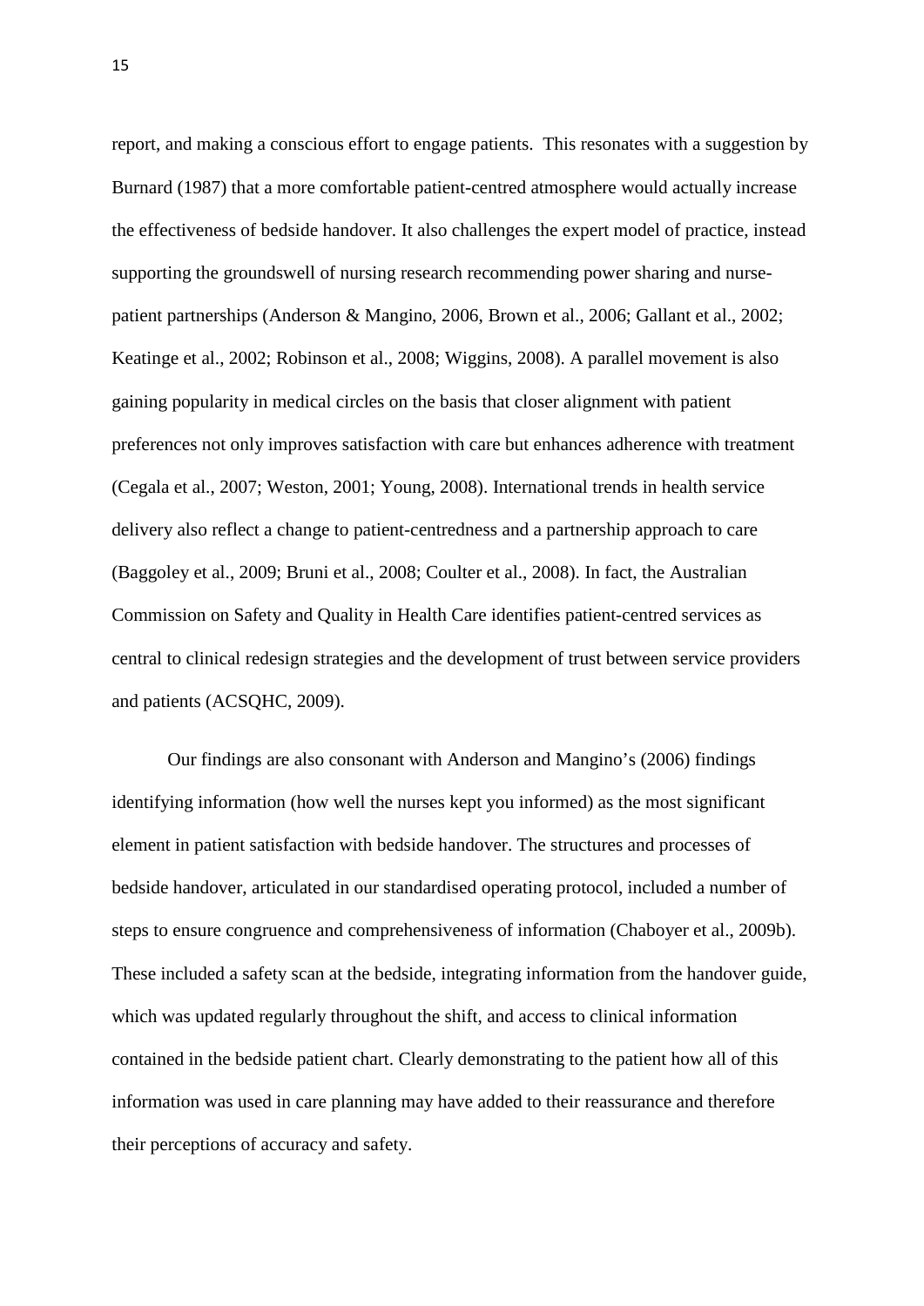report, and making a conscious effort to engage patients.  This resonates with a suggestion by Burnard (1987) that a more comfortable patient-centred atmosphere would actually increase the effectiveness of bedside handover. It also challenges the expert model of practice, instead supporting the groundswell of nursing research recommending power sharing and nurse-patient partnerships (Anderson & Mangino, 2006, Brown et al., 2006; Gallant et al., 2002; Keatinge et al., 2002; Robinson et al., 2008; Wiggins, 2008). A parallel movement is also gaining popularity in medical circles on the basis that closer alignment with patient preferences not only improves satisfaction with care but enhances adherence with treatment (Cegala et al., 2007; Weston, 2001; Young, 2008). International trends in health service delivery also reflect a change to patient-centredness and a partnership approach to care (Baggoley et al., 2009; Bruni et al., 2008; Coulter et al., 2008). In fact, the Australian Commission on Safety and Quality in Health Care identifies patient-centred services as central to clinical redesign strategies and the development of trust between service providers and patients (ACSQHC, 2009).

Our findings are also consonant with Anderson and Mangino's (2006) findings identifying information (how well the nurses kept you informed) as the most significant element in patient satisfaction with bedside handover. The structures and processes of bedside handover, articulated in our standardised operating protocol, included a number of steps to ensure congruence and comprehensiveness of information (Chaboyer et al., 2009b). These included a safety scan at the bedside, integrating information from the handover guide, which was updated regularly throughout the shift, and access to clinical information contained in the bedside patient chart. Clearly demonstrating to the patient how all of this information was used in care planning may have added to their reassurance and therefore their perceptions of accuracy and safety.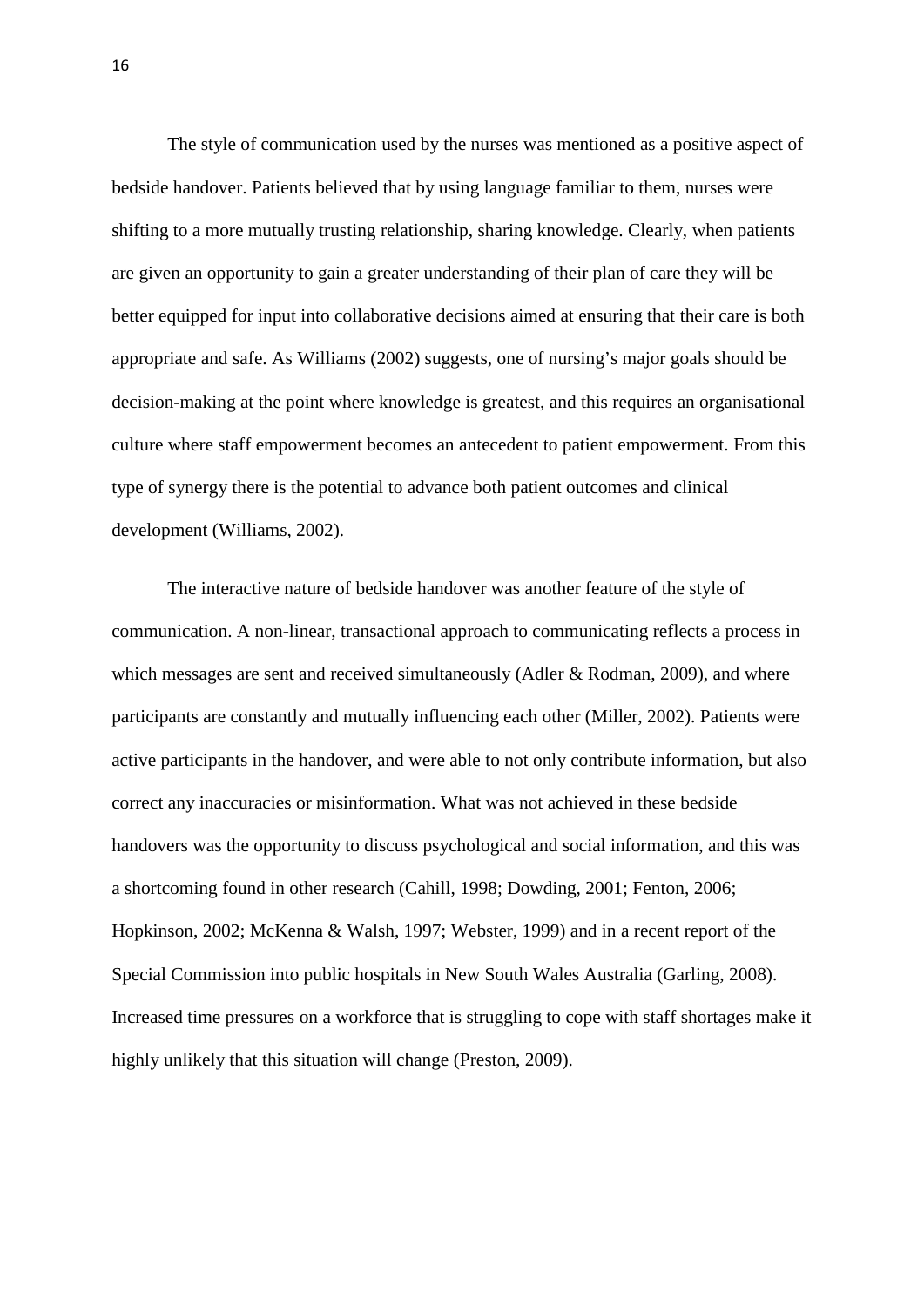The style of communication used by the nurses was mentioned as a positive aspect of bedside handover. Patients believed that by using language familiar to them, nurses were shifting to a more mutually trusting relationship, sharing knowledge. Clearly, when patients are given an opportunity to gain a greater understanding of their plan of care they will be better equipped for input into collaborative decisions aimed at ensuring that their care is both appropriate and safe. As Williams (2002) suggests, one of nursing's major goals should be decision-making at the point where knowledge is greatest, and this requires an organisational culture where staff empowerment becomes an antecedent to patient empowerment. From this type of synergy there is the potential to advance both patient outcomes and clinical development (Williams, 2002).

The interactive nature of bedside handover was another feature of the style of communication. A non-linear, transactional approach to communicating reflects a process in which messages are sent and received simultaneously (Adler & Rodman, 2009), and where participants are constantly and mutually influencing each other (Miller, 2002). Patients were active participants in the handover, and were able to not only contribute information, but also correct any inaccuracies or misinformation. What was not achieved in these bedside handovers was the opportunity to discuss psychological and social information, and this was a shortcoming found in other research (Cahill, 1998; Dowding, 2001; Fenton, 2006; Hopkinson, 2002; McKenna & Walsh, 1997; Webster, 1999) and in a recent report of the Special Commission into public hospitals in New South Wales Australia (Garling, 2008). Increased time pressures on a workforce that is struggling to cope with staff shortages make it highly unlikely that this situation will change (Preston, 2009).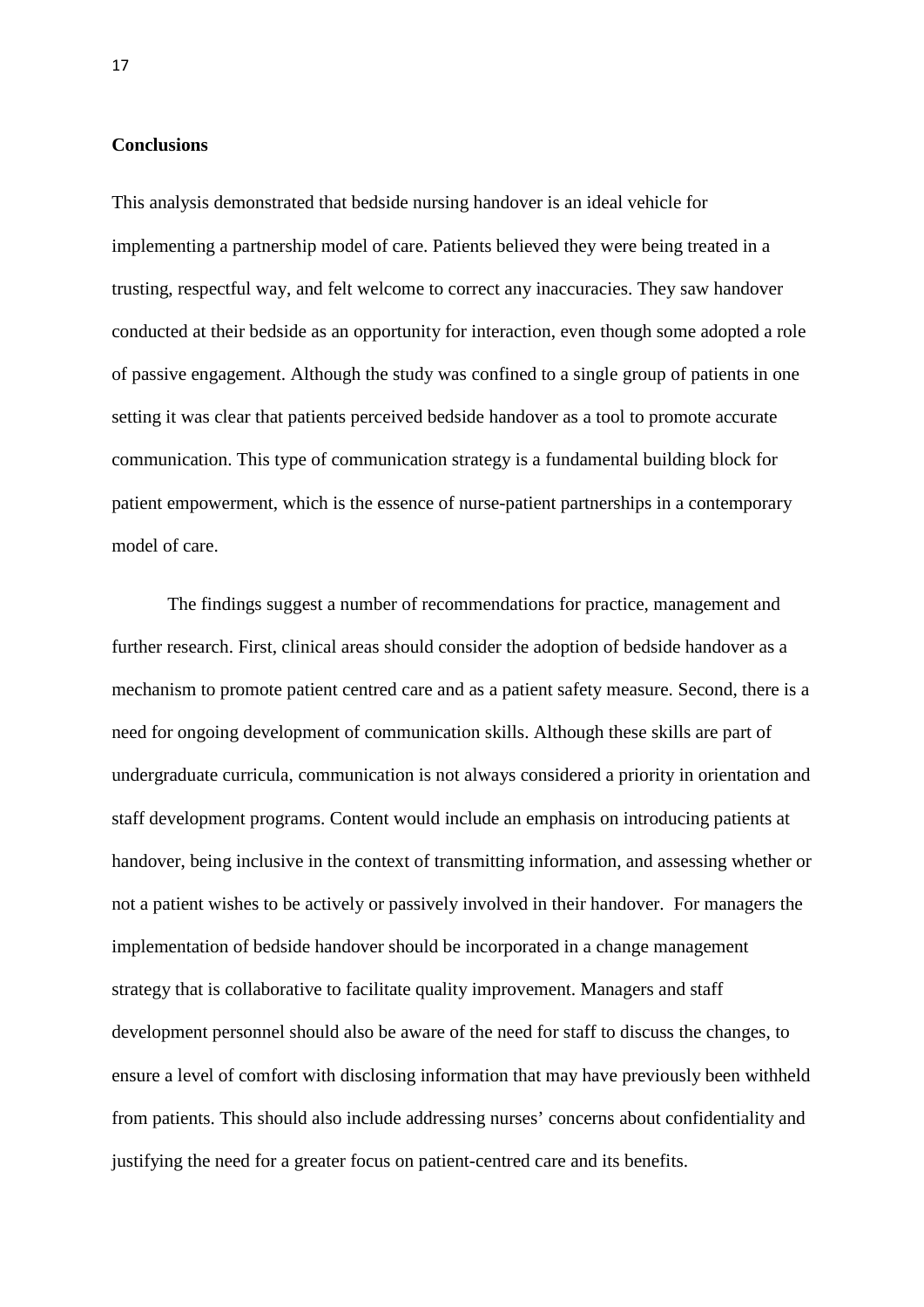**Conclusions**

This analysis demonstrated that bedside nursing handover is an ideal vehicle for implementing a partnership model of care. Patients believed they were being treated in a trusting, respectful way, and felt welcome to correct any inaccuracies. They saw handover conducted at their bedside as an opportunity for interaction, even though some adopted a role of passive engagement. Although the study was confined to a single group of patients in one setting it was clear that patients perceived bedside handover as a tool to promote accurate communication. This type of communication strategy is a fundamental building block for patient empowerment, which is the essence of nurse-patient partnerships in a contemporary model of care.

The findings suggest a number of recommendations for practice, management and further research. First, clinical areas should consider the adoption of bedside handover as a mechanism to promote patient centred care and as a patient safety measure. Second, there is a need for ongoing development of communication skills. Although these skills are part of undergraduate curricula, communication is not always considered a priority in orientation and staff development programs. Content would include an emphasis on introducing patients at handover, being inclusive in the context of transmitting information, and assessing whether or not a patient wishes to be actively or passively involved in their handover. For managers the implementation of bedside handover should be incorporated in a change management strategy that is collaborative to facilitate quality improvement. Managers and staff development personnel should also be aware of the need for staff to discuss the changes, to ensure a level of comfort with disclosing information that may have previously been withheld from patients. This should also include addressing nurses' concerns about confidentiality and justifying the need for a greater focus on patient-centred care and its benefits.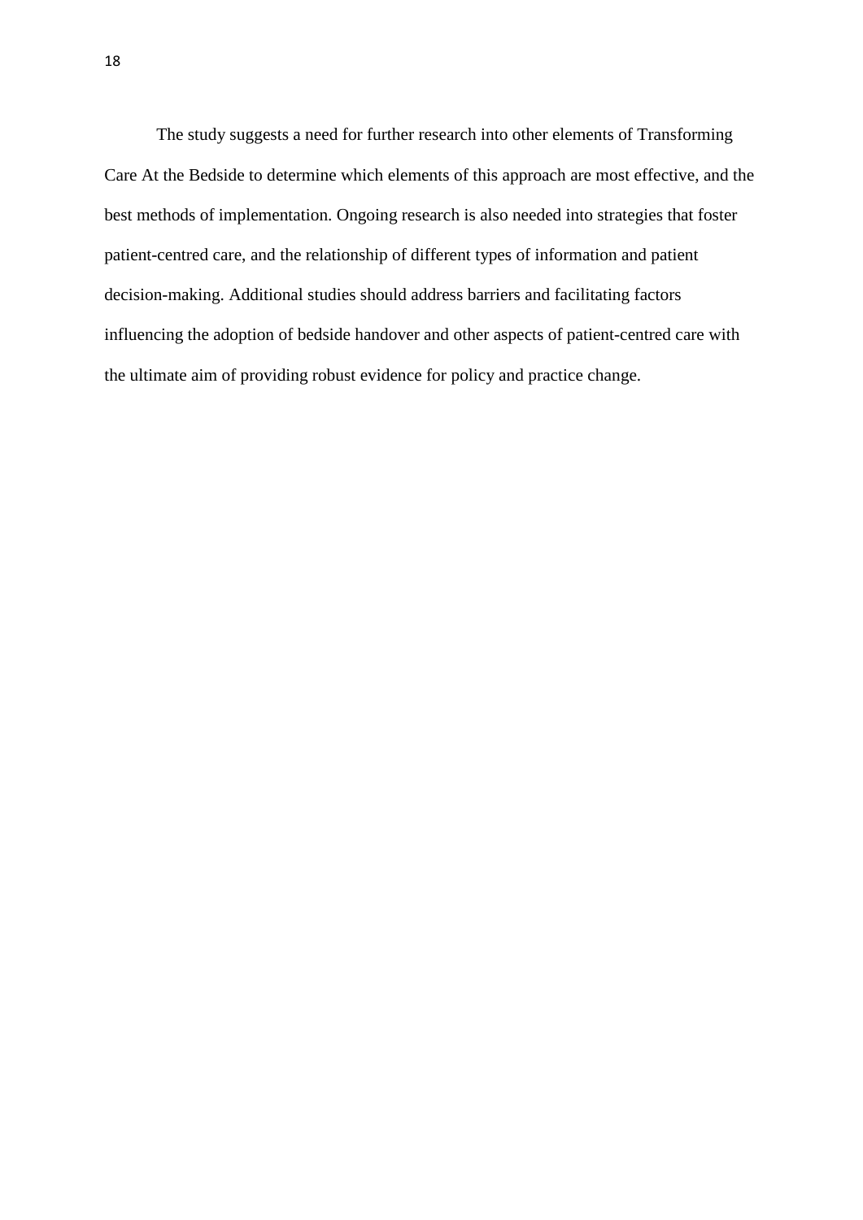The study suggests a need for further research into other elements of Transforming Care At the Bedside to determine which elements of this approach are most effective, and the best methods of implementation. Ongoing research is also needed into strategies that foster patient-centred care, and the relationship of different types of information and patient decision-making. Additional studies should address barriers and facilitating factors influencing the adoption of bedside handover and other aspects of patient-centred care with the ultimate aim of providing robust evidence for policy and practice change.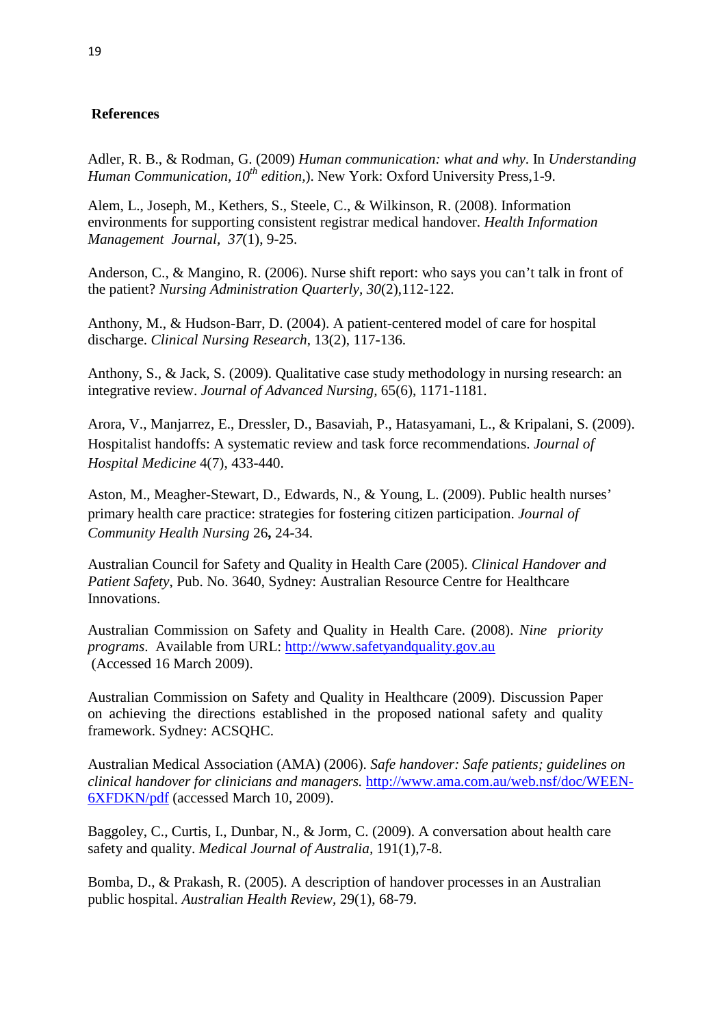## References

Adler, R. B., & Rodman, G. (2009) *Human communication: what and why*. In *Understanding Human Communication, 10th edition,*). New York: Oxford University Press,1-9.

Alem, L., Joseph, M., Kethers, S., Steele, C., & Wilkinson, R. (2008). Information environments for supporting consistent registrar medical handover. *Health Information Management Journal, 37*(1), 9-25.

Anderson, C., & Mangino, R. (2006). Nurse shift report: who says you can't talk in front of the patient? *Nursing Administration Quarterly, 30*(2),112-122.

Anthony, M., & Hudson-Barr, D. (2004). A patient-centered model of care for hospital discharge. *Clinical Nursing Research*, 13(2), 117-136.

Anthony, S., & Jack, S. (2009). Qualitative case study methodology in nursing research: an integrative review. *Journal of Advanced Nursing,* 65(6), 1171-1181.

Arora, V., Manjarrez, E., Dressler, D., Basaviah, P., Hatasyamani, L., & Kripalani, S. (2009). Hospitalist handoffs: A systematic review and task force recommendations. *Journal of Hospital Medicine* 4(7), 433-440.

Aston, M., Meagher-Stewart, D., Edwards, N., & Young, L. (2009). Public health nurses' primary health care practice: strategies for fostering citizen participation. *Journal of Community Health Nursing* 26**,** 24-34.

Australian Council for Safety and Quality in Health Care (2005). *Clinical Handover and Patient Safety*, Pub. No. 3640, Sydney: Australian Resource Centre for Healthcare Innovations.

Australian Commission on Safety and Quality in Health Care. (2008). *Nine priority programs*. Available from URL: http://www.safetyandquality.gov.au (Accessed 16 March 2009).

Australian Commission on Safety and Quality in Healthcare (2009). Discussion Paper on achieving the directions established in the proposed national safety and quality framework. Sydney: ACSQHC.

Australian Medical Association (AMA) (2006). *Safe handover: Safe patients; guidelines on clinical handover for clinicians and managers.* http://www.ama.com.au/web.nsf/doc/WEEN-6XFDKN/pdf (accessed March 10, 2009).

Baggoley, C., Curtis, I., Dunbar, N., & Jorm, C. (2009). A conversation about health care safety and quality. *Medical Journal of Australia*, 191(1),7-8.

Bomba, D., & Prakash, R. (2005). A description of handover processes in an Australian public hospital. *Australian Health Review,* 29(1), 68-79.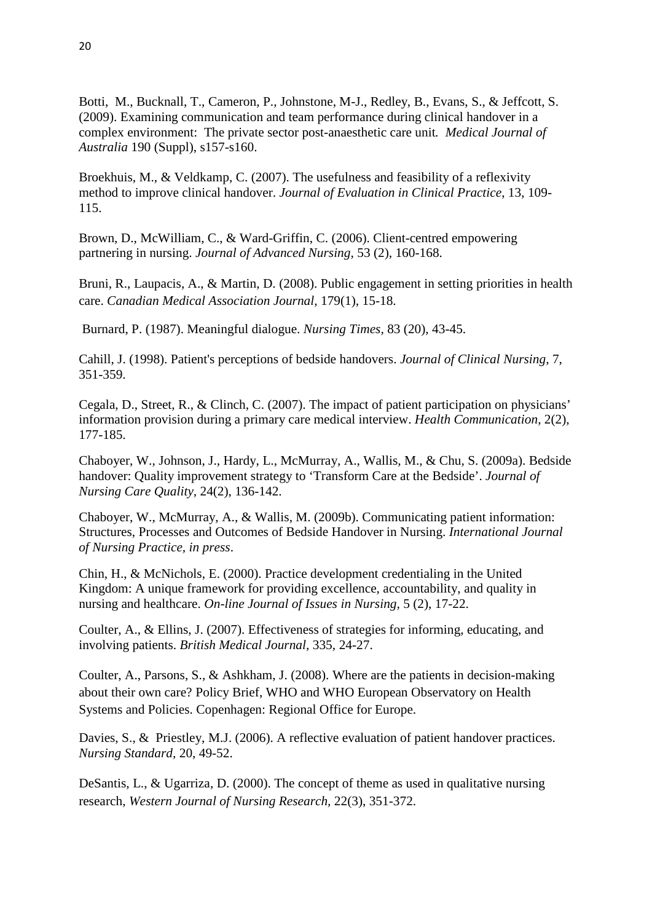Botti, M., Bucknall, T., Cameron, P., Johnstone, M-J., Redley, B., Evans, S., & Jeffcott, S. (2009). Examining communication and team performance during clinical handover in a complex environment: The private sector post-anaesthetic care unit. *Medical Journal of Australia* 190 (Suppl), s157-s160.

Broekhuis, M., & Veldkamp, C. (2007). The usefulness and feasibility of a reflexivity method to improve clinical handover. *Journal of Evaluation in Clinical Practice*, 13, 109-115.

Brown, D., McWilliam, C., & Ward-Griffin, C. (2006). Client-centred empowering partnering in nursing. *Journal of Advanced Nursing*, 53 (2), 160-168.

Bruni, R., Laupacis, A., & Martin, D. (2008). Public engagement in setting priorities in health care. *Canadian Medical Association Journal*, 179(1), 15-18.

Burnard, P. (1987). Meaningful dialogue. *Nursing Times*, 83 (20), 43-45.

Cahill, J. (1998). Patient's perceptions of bedside handovers. *Journal of Clinical Nursing*, 7, 351-359.

Cegala, D., Street, R., & Clinch, C. (2007). The impact of patient participation on physicians' information provision during a primary care medical interview. *Health Communication*, 2(2), 177-185.

Chaboyer, W., Johnson, J., Hardy, L., McMurray, A., Wallis, M., & Chu, S. (2009a). Bedside handover: Quality improvement strategy to 'Transform Care at the Bedside'. *Journal of Nursing Care Quality*, 24(2), 136-142.

Chaboyer, W., McMurray, A., & Wallis, M. (2009b). Communicating patient information: Structures, Processes and Outcomes of Bedside Handover in Nursing. *International Journal of Nursing Practice, in press*.

Chin, H., & McNichols, E. (2000). Practice development credentialing in the United Kingdom: A unique framework for providing excellence, accountability, and quality in nursing and healthcare. *On-line Journal of Issues in Nursing*, 5 (2), 17-22.

Coulter, A., & Ellins, J. (2007). Effectiveness of strategies for informing, educating, and involving patients. *British Medical Journal*, 335, 24-27.

Coulter, A., Parsons, S., & Ashkham, J. (2008). Where are the patients in decision-making about their own care? Policy Brief, WHO and WHO European Observatory on Health Systems and Policies. Copenhagen: Regional Office for Europe.

Davies, S., & Priestley, M.J. (2006). A reflective evaluation of patient handover practices. *Nursing Standard*, 20, 49-52.

DeSantis, L., & Ugarriza, D. (2000). The concept of theme as used in qualitative nursing research, *Western Journal of Nursing Research*, 22(3), 351-372.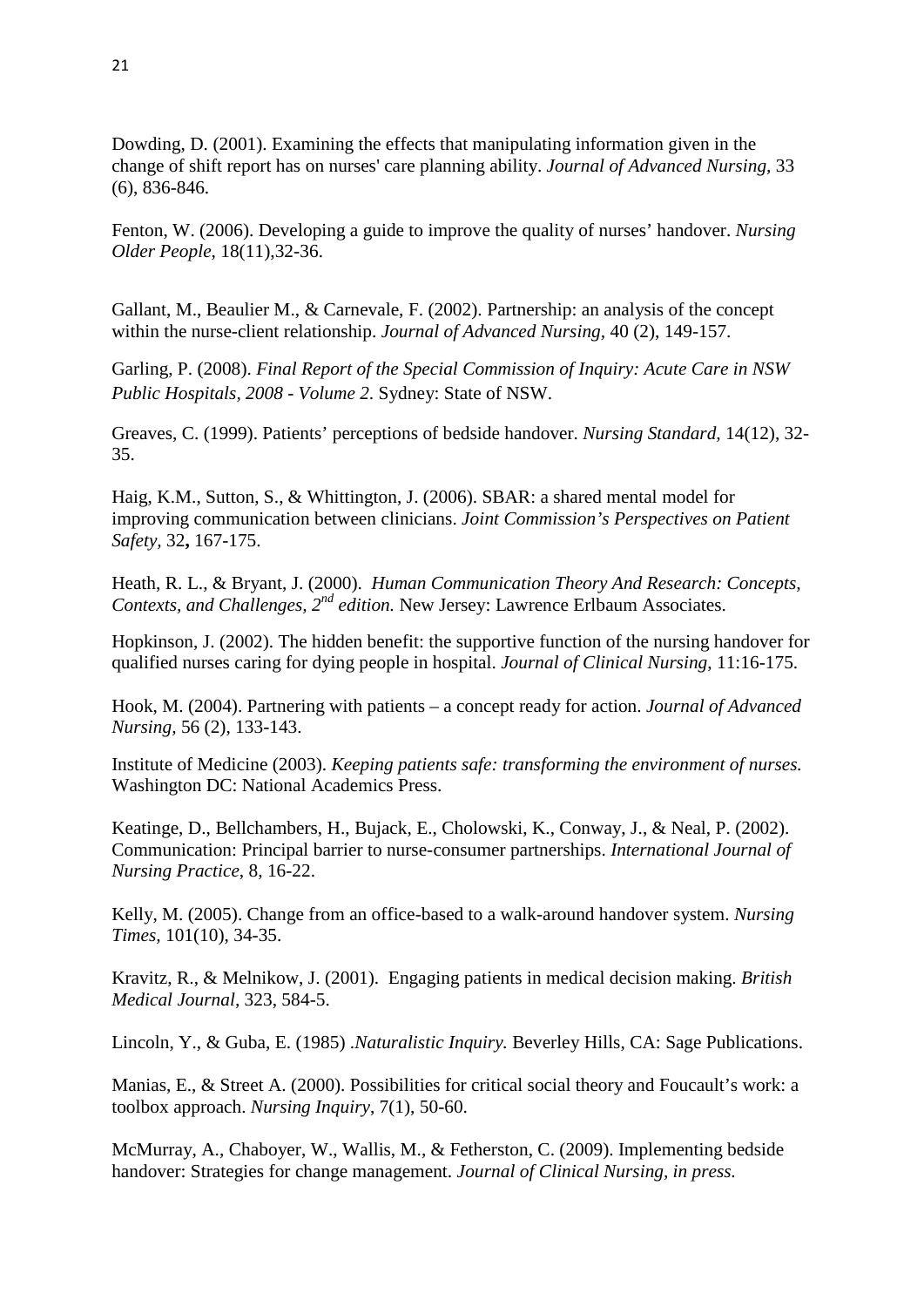Dowding, D. (2001). Examining the effects that manipulating information given in the change of shift report has on nurses' care planning ability. *Journal of Advanced Nursing,* 33 (6), 836-846.

Fenton, W. (2006). Developing a guide to improve the quality of nurses' handover. *Nursing Older People*, 18(11),32-36.

Gallant, M., Beaulier M., & Carnevale, F. (2002). Partnership: an analysis of the concept within the nurse-client relationship. *Journal of Advanced Nursing*, 40 (2), 149-157.

Garling, P. (2008). *Final Report of the Special Commission of Inquiry: Acute Care in NSW Public Hospitals, 2008 - Volume 2*. Sydney: State of NSW.

Greaves, C. (1999). Patients' perceptions of bedside handover. *Nursing Standard,* 14(12), 32-35.

Haig, K.M., Sutton, S., & Whittington, J. (2006). SBAR: a shared mental model for improving communication between clinicians. *Joint Commission's Perspectives on Patient Safety,* 32**,** 167-175.

Heath, R. L., & Bryant, J. (2000). *Human Communication Theory And Research: Concepts, Contexts, and Challenges, 2nd edition.* New Jersey: Lawrence Erlbaum Associates.

Hopkinson, J. (2002). The hidden benefit: the supportive function of the nursing handover for qualified nurses caring for dying people in hospital. *Journal of Clinical Nursing*, 11:16-175.

Hook, M. (2004). Partnering with patients – a concept ready for action. *Journal of Advanced Nursing,* 56 (2), 133-143.

Institute of Medicine (2003). *Keeping patients safe: transforming the environment of nurses.* Washington DC: National Academics Press.

Keatinge, D., Bellchambers, H., Bujack, E., Cholowski, K., Conway, J., & Neal, P. (2002). Communication: Principal barrier to nurse-consumer partnerships. *International Journal of Nursing Practice*, 8, 16-22.

Kelly, M. (2005). Change from an office-based to a walk-around handover system. *Nursing Times,* 101(10), 34-35.

Kravitz, R., & Melnikow, J. (2001). Engaging patients in medical decision making. *British Medical Journal*, 323, 584-5.

Lincoln, Y., & Guba, E. (1985) .*Naturalistic Inquiry.* Beverley Hills, CA: Sage Publications.

Manias, E., & Street A. (2000). Possibilities for critical social theory and Foucault's work: a toolbox approach. *Nursing Inquiry*, 7(1), 50-60.

McMurray, A., Chaboyer, W., Wallis, M., & Fetherston, C. (2009). Implementing bedside handover: Strategies for change management. *Journal of Clinical Nursing, in press.*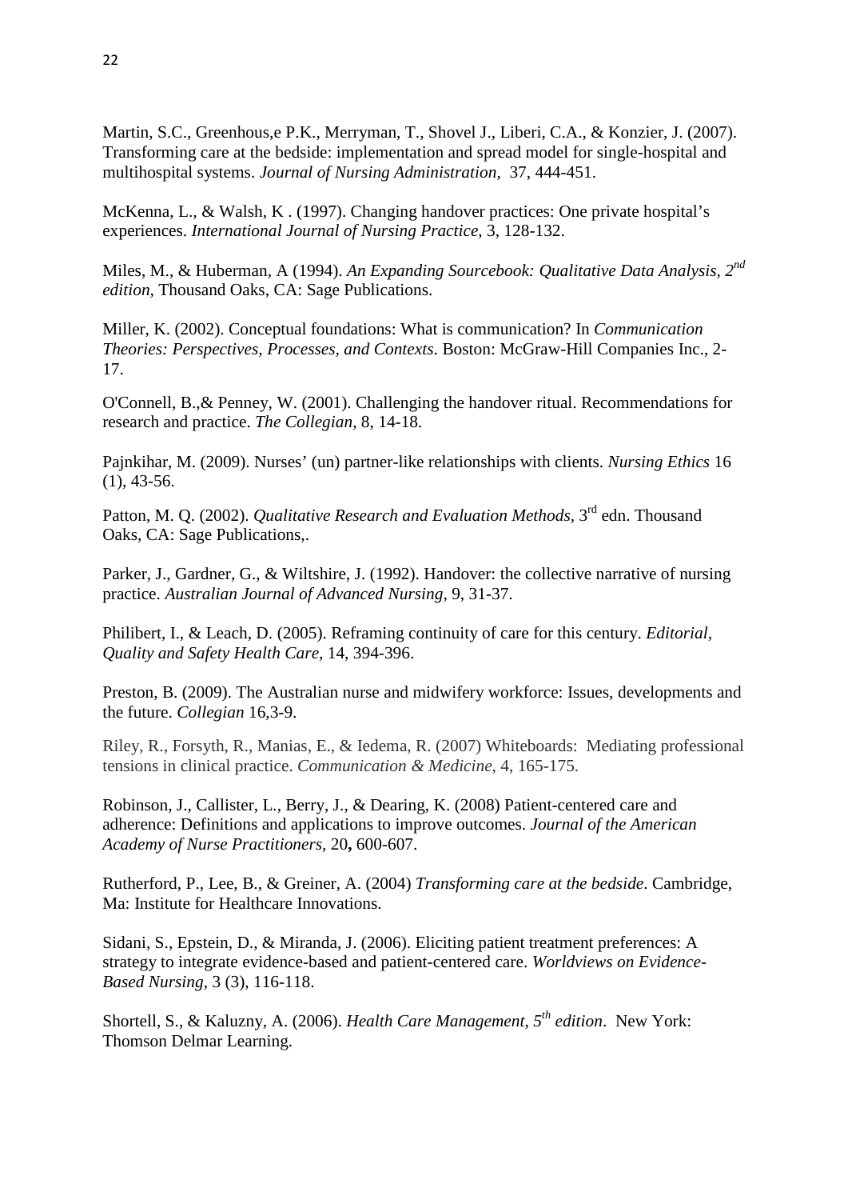Martin, S.C., Greenhous,e P.K., Merryman, T., Shovel J., Liberi, C.A., & Konzier, J. (2007). Transforming care at the bedside: implementation and spread model for single-hospital and multihospital systems. *Journal of Nursing Administration,* 37, 444-451.

McKenna, L., & Walsh, K . (1997). Changing handover practices: One private hospital's experiences. *International Journal of Nursing Practice*, 3, 128-132.

Miles, M., & Huberman, A (1994). *An Expanding Sourcebook: Qualitative Data Analysis, 2nd edition*, Thousand Oaks, CA: Sage Publications.

Miller, K. (2002). Conceptual foundations: What is communication? In *Communication Theories: Perspectives, Processes, and Contexts.* Boston: McGraw-Hill Companies Inc., 2-17.

O'Connell, B.,& Penney, W. (2001). Challenging the handover ritual. Recommendations for research and practice. *The Collegian,* 8, 14-18.

Pajnkihar, M. (2009). Nurses' (un) partner-like relationships with clients. *Nursing Ethics* 16 (1), 43-56.

Patton, M. Q. (2002). *Qualitative Research and Evaluation Methods*, 3rd edn. Thousand Oaks, CA: Sage Publications,.

Parker, J., Gardner, G., & Wiltshire, J. (1992). Handover: the collective narrative of nursing practice. *Australian Journal of Advanced Nursing*, 9, 31-37.

Philibert, I., & Leach, D. (2005). Reframing continuity of care for this century. *Editorial, Quality and Safety Health Care,* 14, 394-396.

Preston, B. (2009). The Australian nurse and midwifery workforce: Issues, developments and the future. *Collegian* 16,3-9.

Riley, R., Forsyth, R., Manias, E., & Iedema, R. (2007) Whiteboards: Mediating professional tensions in clinical practice. *Communication & Medicine*, 4, 165-175.

Robinson, J., Callister, L., Berry, J., & Dearing, K. (2008) Patient-centered care and adherence: Definitions and applications to improve outcomes. *Journal of the American Academy of Nurse Practitioners,* 20**,** 600-607.

Rutherford, P., Lee, B., & Greiner, A. (2004) *Transforming care at the bedside*. Cambridge, Ma: Institute for Healthcare Innovations.

Sidani, S., Epstein, D., & Miranda, J. (2006). Eliciting patient treatment preferences: A strategy to integrate evidence-based and patient-centered care. *Worldviews on Evidence-Based Nursing*, 3 (3), 116-118.

Shortell, S., & Kaluzny, A. (2006). *Health Care Management, 5th edition*. New York: Thomson Delmar Learning.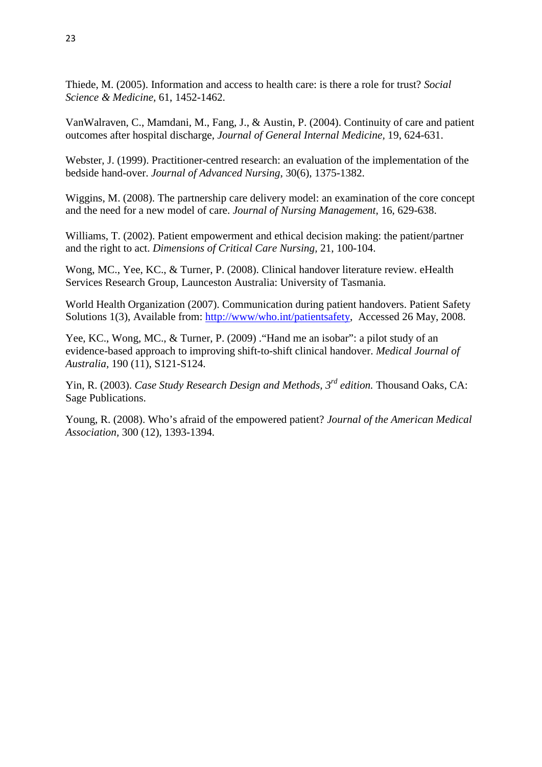Thiede, M. (2005). Information and access to health care: is there a role for trust? *Social Science & Medicine*, 61, 1452-1462.

VanWalraven, C., Mamdani, M., Fang, J., & Austin, P. (2004). Continuity of care and patient outcomes after hospital discharge, *Journal of General Internal Medicine,* 19, 624-631.

Webster, J. (1999). Practitioner-centred research: an evaluation of the implementation of the bedside hand-over. *Journal of Advanced Nursing*, 30(6), 1375-1382.

Wiggins, M. (2008). The partnership care delivery model: an examination of the core concept and the need for a new model of care. *Journal of Nursing Management*, 16, 629-638.

Williams, T. (2002). Patient empowerment and ethical decision making: the patient/partner and the right to act. *Dimensions of Critical Care Nursing,* 21, 100-104.

Wong, MC., Yee, KC., & Turner, P. (2008). Clinical handover literature review. eHealth Services Research Group, Launceston Australia: University of Tasmania.

World Health Organization (2007). Communication during patient handovers. Patient Safety Solutions 1(3), Available from: http://www/who.int/patientsafety, Accessed 26 May, 2008.

Yee, KC., Wong, MC., & Turner, P. (2009) ."Hand me an isobar": a pilot study of an evidence-based approach to improving shift-to-shift clinical handover. *Medical Journal of Australia,* 190 (11), S121-S124.

Yin, R. (2003). *Case Study Research Design and Methods, 3rd edition.* Thousand Oaks, CA: Sage Publications.

Young, R. (2008). Who's afraid of the empowered patient? *Journal of the American Medical Association,* 300 (12), 1393-1394.